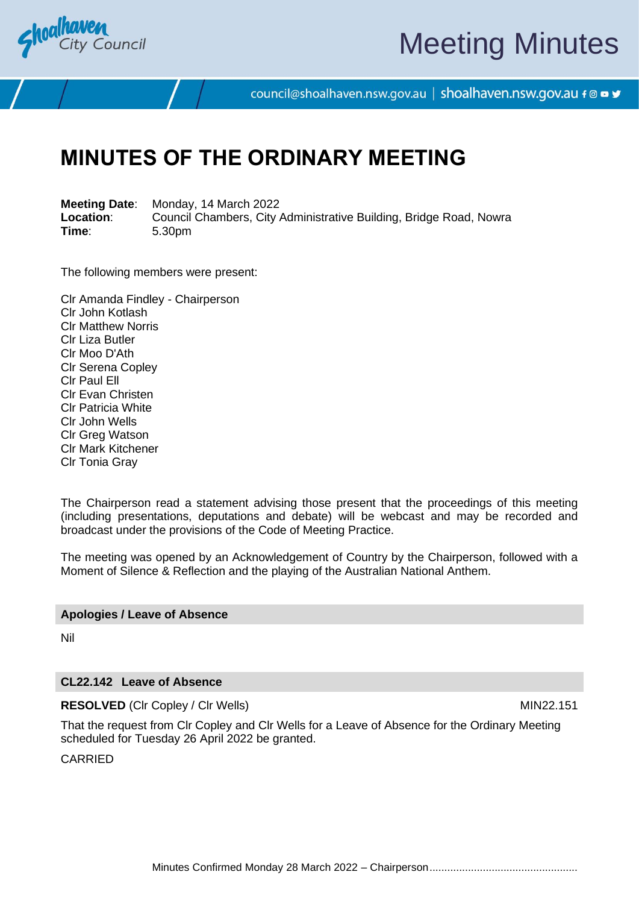# MINUTES OF THE ORDINARY MEETING

**Meeting Date**: Monday, 14 March 2022
**Location**: Council Chambers, City Administrative Building, Bridge Road, Nowra
**Time**: 5.30pm

The following members were present:

Clr Amanda Findley - Chairperson
Clr John Kotlash
Clr Matthew Norris
Clr Liza Butler
Clr Moo D'Ath
Clr Serena Copley
Clr Paul Ell
Clr Evan Christen
Clr Patricia White
Clr John Wells
Clr Greg Watson
Clr Mark Kitchener
Clr Tonia Gray

The Chairperson read a statement advising those present that the proceedings of this meeting (including presentations, deputations and debate) will be webcast and may be recorded and broadcast under the provisions of the Code of Meeting Practice.

The meeting was opened by an Acknowledgement of Country by the Chairperson, followed with a Moment of Silence & Reflection and the playing of the Australian National Anthem.

## Apologies / Leave of Absence

Nil

## CL22.142 Leave of Absence

**RESOLVED** (Clr Copley / Clr Wells) MIN22.151

That the request from Clr Copley and Clr Wells for a Leave of Absence for the Ordinary Meeting scheduled for Tuesday 26 April 2022 be granted.

CARRIED

Minutes Confirmed Monday 28 March 2022 – Chairperson.................................................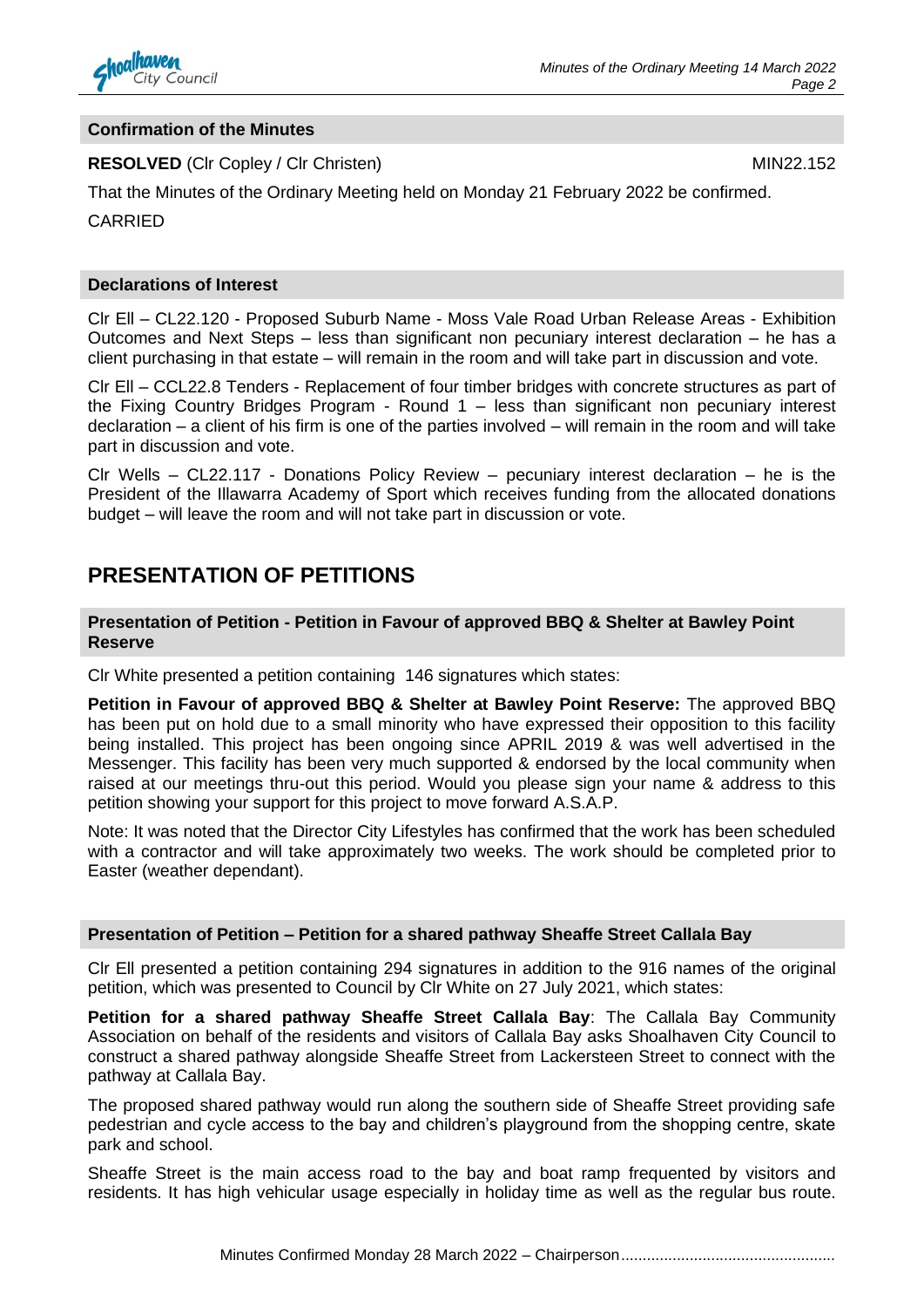### Confirmation of the Minutes

**RESOLVED** (Clr Copley / Clr Christen) MIN22.152

That the Minutes of the Ordinary Meeting held on Monday 21 February 2022 be confirmed.

CARRIED

### Declarations of Interest

Clr Ell – CL22.120 - Proposed Suburb Name - Moss Vale Road Urban Release Areas - Exhibition Outcomes and Next Steps – less than significant non pecuniary interest declaration – he has a client purchasing in that estate – will remain in the room and will take part in discussion and vote.

Clr Ell – CCL22.8 Tenders - Replacement of four timber bridges with concrete structures as part of the Fixing Country Bridges Program - Round 1 – less than significant non pecuniary interest declaration – a client of his firm is one of the parties involved – will remain in the room and will take part in discussion and vote.

Clr Wells – CL22.117 - Donations Policy Review – pecuniary interest declaration – he is the President of the Illawarra Academy of Sport which receives funding from the allocated donations budget – will leave the room and will not take part in discussion or vote.

## PRESENTATION OF PETITIONS

### Presentation of Petition - Petition in Favour of approved BBQ & Shelter at Bawley Point Reserve

Clr White presented a petition containing 146 signatures which states:

**Petition in Favour of approved BBQ & Shelter at Bawley Point Reserve:** The approved BBQ has been put on hold due to a small minority who have expressed their opposition to this facility being installed. This project has been ongoing since APRIL 2019 & was well advertised in the Messenger. This facility has been very much supported & endorsed by the local community when raised at our meetings thru-out this period. Would you please sign your name & address to this petition showing your support for this project to move forward A.S.A.P.

Note: It was noted that the Director City Lifestyles has confirmed that the work has been scheduled with a contractor and will take approximately two weeks. The work should be completed prior to Easter (weather dependant).

### Presentation of Petition – Petition for a shared pathway Sheaffe Street Callala Bay

Clr Ell presented a petition containing 294 signatures in addition to the 916 names of the original petition, which was presented to Council by Clr White on 27 July 2021, which states:

**Petition for a shared pathway Sheaffe Street Callala Bay**: The Callala Bay Community Association on behalf of the residents and visitors of Callala Bay asks Shoalhaven City Council to construct a shared pathway alongside Sheaffe Street from Lackersteen Street to connect with the pathway at Callala Bay.

The proposed shared pathway would run along the southern side of Sheaffe Street providing safe pedestrian and cycle access to the bay and children's playground from the shopping centre, skate park and school.

Sheaffe Street is the main access road to the bay and boat ramp frequented by visitors and residents. It has high vehicular usage especially in holiday time as well as the regular bus route.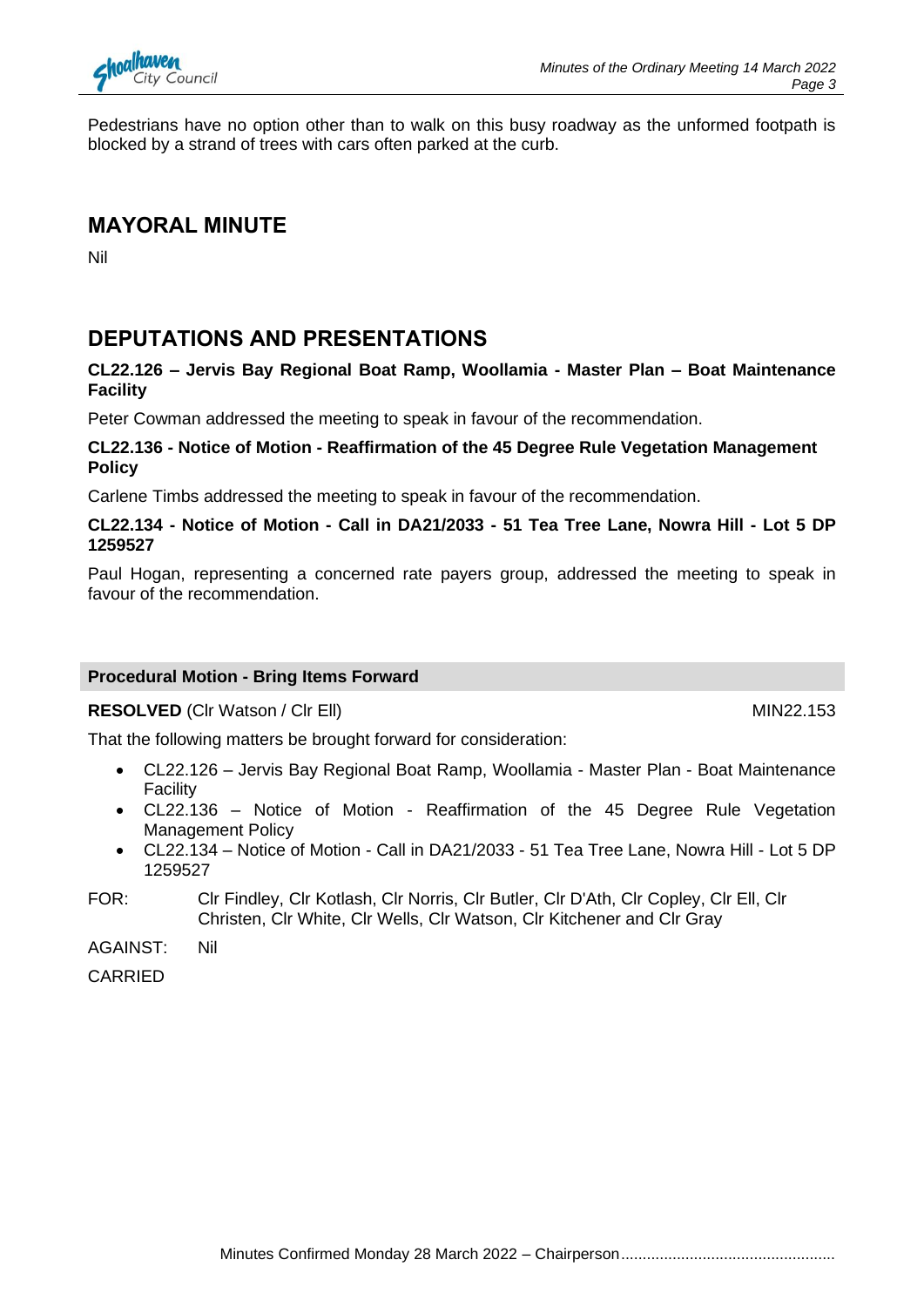Pedestrians have no option other than to walk on this busy roadway as the unformed footpath is blocked by a strand of trees with cars often parked at the curb.

## MAYORAL MINUTE

Nil

## DEPUTATIONS AND PRESENTATIONS

**CL22.126 – Jervis Bay Regional Boat Ramp, Woollamia - Master Plan – Boat Maintenance Facility**

Peter Cowman addressed the meeting to speak in favour of the recommendation.

**CL22.136 - Notice of Motion - Reaffirmation of the 45 Degree Rule Vegetation Management Policy**

Carlene Timbs addressed the meeting to speak in favour of the recommendation.

**CL22.134 - Notice of Motion - Call in DA21/2033 - 51 Tea Tree Lane, Nowra Hill - Lot 5 DP 1259527**

Paul Hogan, representing a concerned rate payers group, addressed the meeting to speak in favour of the recommendation.

**Procedural Motion - Bring Items Forward**

**RESOLVED** (Clr Watson / Clr Ell) MIN22.153

That the following matters be brought forward for consideration:

- CL22.126 – Jervis Bay Regional Boat Ramp, Woollamia - Master Plan - Boat Maintenance Facility
- CL22.136 – Notice of Motion - Reaffirmation of the 45 Degree Rule Vegetation Management Policy
- CL22.134 – Notice of Motion - Call in DA21/2033 - 51 Tea Tree Lane, Nowra Hill - Lot 5 DP 1259527

FOR: Clr Findley, Clr Kotlash, Clr Norris, Clr Butler, Clr D'Ath, Clr Copley, Clr Ell, Clr Christen, Clr White, Clr Wells, Clr Watson, Clr Kitchener and Clr Gray

AGAINST: Nil

CARRIED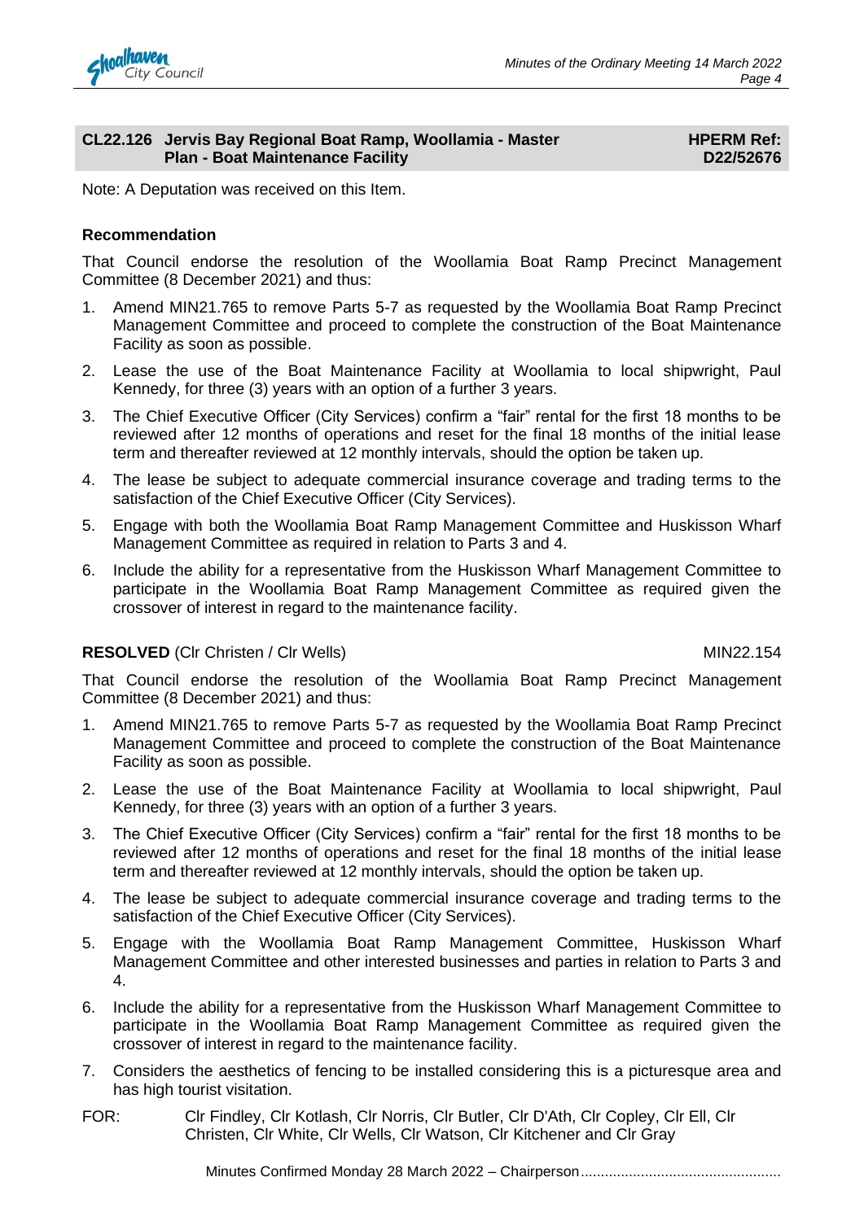## CL22.126 Jervis Bay Regional Boat Ramp, Woollamia - Master Plan - Boat Maintenance Facility

**HPERM Ref: D22/52676**

Note: A Deputation was received on this Item.

**Recommendation**

That Council endorse the resolution of the Woollamia Boat Ramp Precinct Management Committee (8 December 2021) and thus:

1. Amend MIN21.765 to remove Parts 5-7 as requested by the Woollamia Boat Ramp Precinct Management Committee and proceed to complete the construction of the Boat Maintenance Facility as soon as possible.
2. Lease the use of the Boat Maintenance Facility at Woollamia to local shipwright, Paul Kennedy, for three (3) years with an option of a further 3 years.
3. The Chief Executive Officer (City Services) confirm a "fair" rental for the first 18 months to be reviewed after 12 months of operations and reset for the final 18 months of the initial lease term and thereafter reviewed at 12 monthly intervals, should the option be taken up.
4. The lease be subject to adequate commercial insurance coverage and trading terms to the satisfaction of the Chief Executive Officer (City Services).
5. Engage with both the Woollamia Boat Ramp Management Committee and Huskisson Wharf Management Committee as required in relation to Parts 3 and 4.
6. Include the ability for a representative from the Huskisson Wharf Management Committee to participate in the Woollamia Boat Ramp Management Committee as required given the crossover of interest in regard to the maintenance facility.

**RESOLVED** (Clr Christen / Clr Wells) MIN22.154

That Council endorse the resolution of the Woollamia Boat Ramp Precinct Management Committee (8 December 2021) and thus:

1. Amend MIN21.765 to remove Parts 5-7 as requested by the Woollamia Boat Ramp Precinct Management Committee and proceed to complete the construction of the Boat Maintenance Facility as soon as possible.
2. Lease the use of the Boat Maintenance Facility at Woollamia to local shipwright, Paul Kennedy, for three (3) years with an option of a further 3 years.
3. The Chief Executive Officer (City Services) confirm a "fair" rental for the first 18 months to be reviewed after 12 months of operations and reset for the final 18 months of the initial lease term and thereafter reviewed at 12 monthly intervals, should the option be taken up.
4. The lease be subject to adequate commercial insurance coverage and trading terms to the satisfaction of the Chief Executive Officer (City Services).
5. Engage with the Woollamia Boat Ramp Management Committee, Huskisson Wharf Management Committee and other interested businesses and parties in relation to Parts 3 and 4.
6. Include the ability for a representative from the Huskisson Wharf Management Committee to participate in the Woollamia Boat Ramp Management Committee as required given the crossover of interest in regard to the maintenance facility.
7. Considers the aesthetics of fencing to be installed considering this is a picturesque area and has high tourist visitation.

FOR: Clr Findley, Clr Kotlash, Clr Norris, Clr Butler, Clr D'Ath, Clr Copley, Clr Ell, Clr Christen, Clr White, Clr Wells, Clr Watson, Clr Kitchener and Clr Gray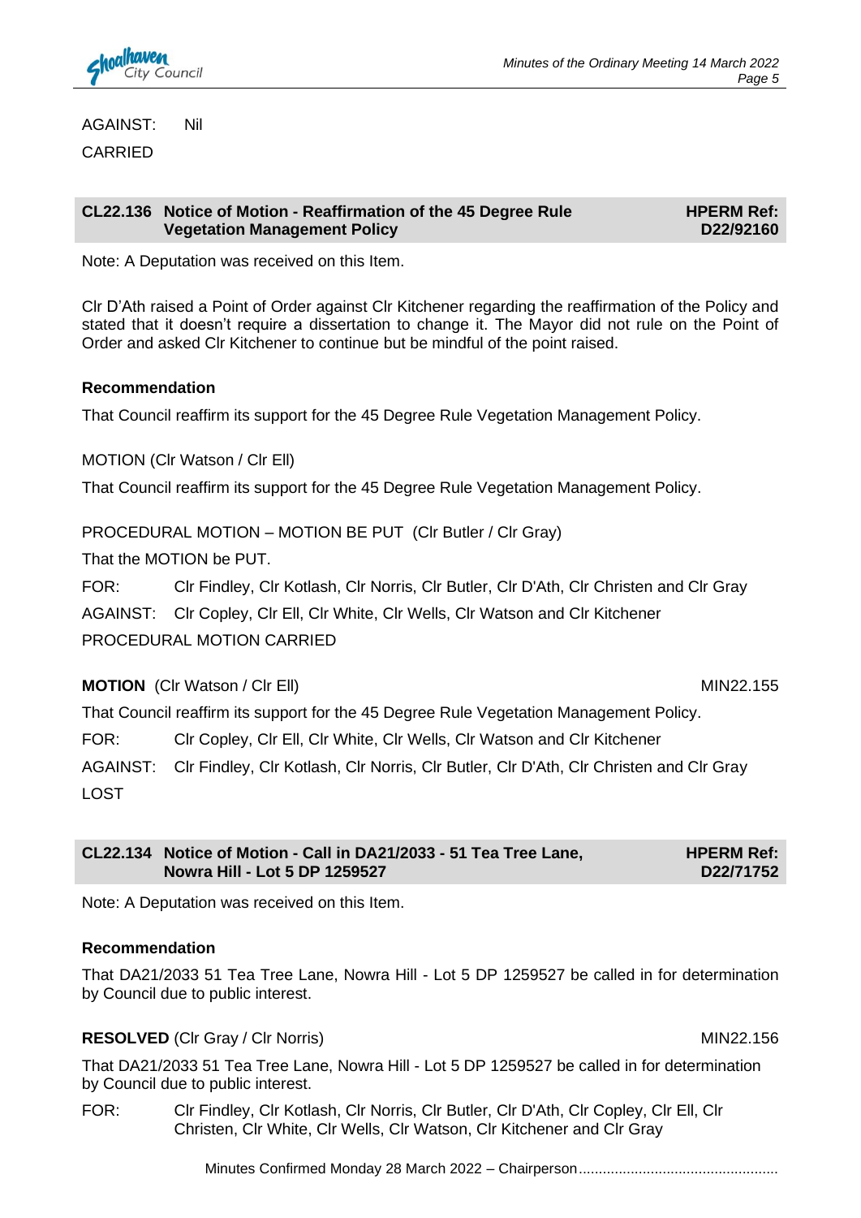AGAINST: Nil

CARRIED

## CL22.136 Notice of Motion - Reaffirmation of the 45 Degree Rule Vegetation Management Policy

**HPERM Ref: D22/92160**

Note: A Deputation was received on this Item.

Clr D'Ath raised a Point of Order against Clr Kitchener regarding the reaffirmation of the Policy and stated that it doesn't require a dissertation to change it. The Mayor did not rule on the Point of Order and asked Clr Kitchener to continue but be mindful of the point raised.

**Recommendation**

That Council reaffirm its support for the 45 Degree Rule Vegetation Management Policy.

MOTION (Clr Watson / Clr Ell)

That Council reaffirm its support for the 45 Degree Rule Vegetation Management Policy.

PROCEDURAL MOTION – MOTION BE PUT (Clr Butler / Clr Gray)

That the MOTION be PUT.

FOR: Clr Findley, Clr Kotlash, Clr Norris, Clr Butler, Clr D'Ath, Clr Christen and Clr Gray

AGAINST: Clr Copley, Clr Ell, Clr White, Clr Wells, Clr Watson and Clr Kitchener

PROCEDURAL MOTION CARRIED

**MOTION** (Clr Watson / Clr Ell) MIN22.155

That Council reaffirm its support for the 45 Degree Rule Vegetation Management Policy.

FOR: Clr Copley, Clr Ell, Clr White, Clr Wells, Clr Watson and Clr Kitchener

AGAINST: Clr Findley, Clr Kotlash, Clr Norris, Clr Butler, Clr D'Ath, Clr Christen and Clr Gray

LOST

## CL22.134 Notice of Motion - Call in DA21/2033 - 51 Tea Tree Lane, Nowra Hill - Lot 5 DP 1259527

**HPERM Ref: D22/71752**

Note: A Deputation was received on this Item.

**Recommendation**

That DA21/2033 51 Tea Tree Lane, Nowra Hill - Lot 5 DP 1259527 be called in for determination by Council due to public interest.

**RESOLVED** (Clr Gray / Clr Norris) MIN22.156

That DA21/2033 51 Tea Tree Lane, Nowra Hill - Lot 5 DP 1259527 be called in for determination by Council due to public interest.

FOR: Clr Findley, Clr Kotlash, Clr Norris, Clr Butler, Clr D'Ath, Clr Copley, Clr Ell, Clr Christen, Clr White, Clr Wells, Clr Watson, Clr Kitchener and Clr Gray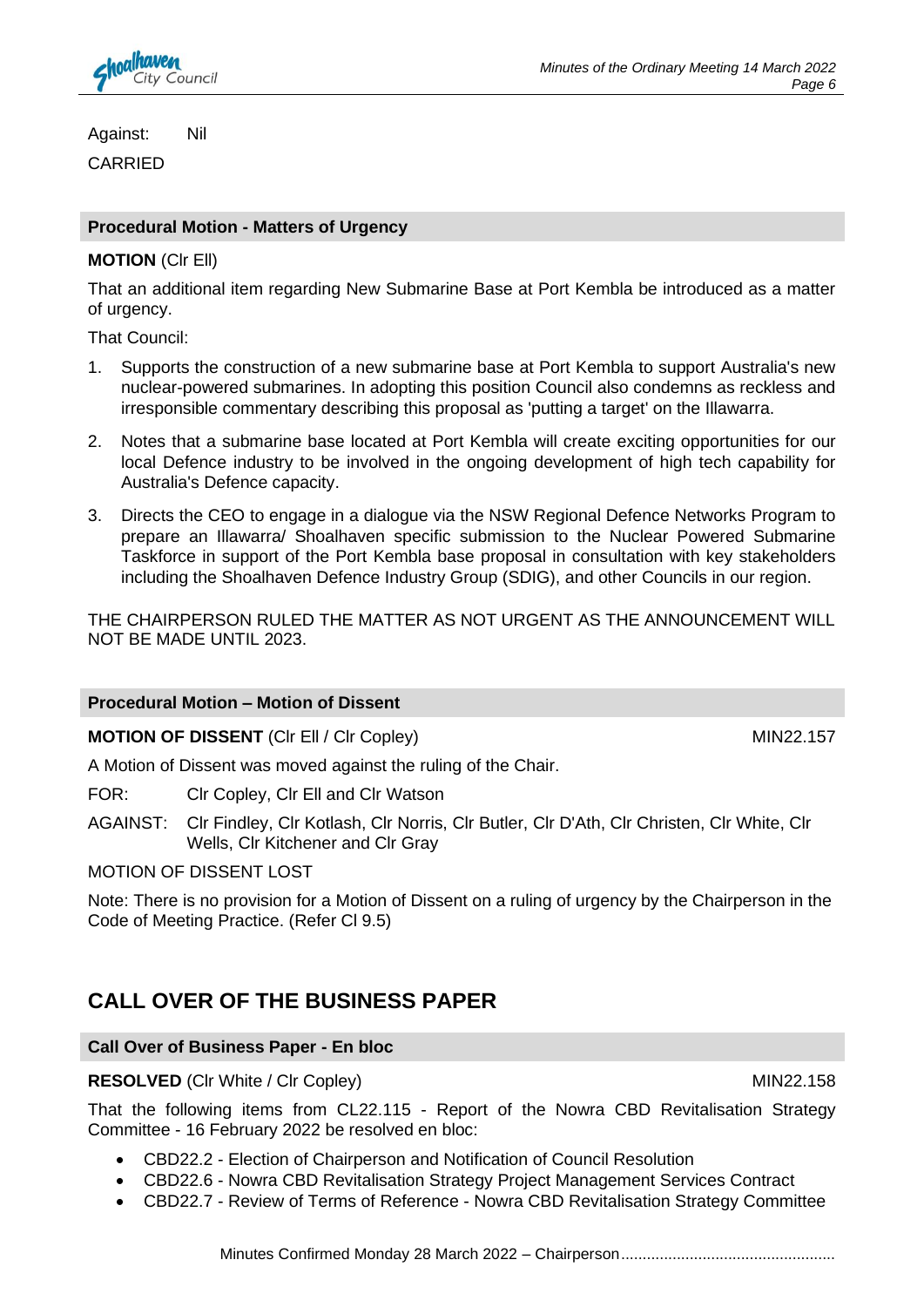Against: Nil

CARRIED

### Procedural Motion - Matters of Urgency

**MOTION** (Clr Ell)

That an additional item regarding New Submarine Base at Port Kembla be introduced as a matter of urgency.

That Council:

1. Supports the construction of a new submarine base at Port Kembla to support Australia's new nuclear-powered submarines. In adopting this position Council also condemns as reckless and irresponsible commentary describing this proposal as 'putting a target' on the Illawarra.
2. Notes that a submarine base located at Port Kembla will create exciting opportunities for our local Defence industry to be involved in the ongoing development of high tech capability for Australia's Defence capacity.
3. Directs the CEO to engage in a dialogue via the NSW Regional Defence Networks Program to prepare an Illawarra/ Shoalhaven specific submission to the Nuclear Powered Submarine Taskforce in support of the Port Kembla base proposal in consultation with key stakeholders including the Shoalhaven Defence Industry Group (SDIG), and other Councils in our region.

THE CHAIRPERSON RULED THE MATTER AS NOT URGENT AS THE ANNOUNCEMENT WILL NOT BE MADE UNTIL 2023.

### Procedural Motion – Motion of Dissent

**MOTION OF DISSENT** (Clr Ell / Clr Copley) MIN22.157

A Motion of Dissent was moved against the ruling of the Chair.

FOR: Clr Copley, Clr Ell and Clr Watson

AGAINST: Clr Findley, Clr Kotlash, Clr Norris, Clr Butler, Clr D'Ath, Clr Christen, Clr White, Clr Wells, Clr Kitchener and Clr Gray

MOTION OF DISSENT LOST

Note: There is no provision for a Motion of Dissent on a ruling of urgency by the Chairperson in the Code of Meeting Practice. (Refer Cl 9.5)

## CALL OVER OF THE BUSINESS PAPER

### Call Over of Business Paper - En bloc

**RESOLVED** (Clr White / Clr Copley) MIN22.158

That the following items from CL22.115 - Report of the Nowra CBD Revitalisation Strategy Committee - 16 February 2022 be resolved en bloc:

- CBD22.2 - Election of Chairperson and Notification of Council Resolution
- CBD22.6 - Nowra CBD Revitalisation Strategy Project Management Services Contract
- CBD22.7 - Review of Terms of Reference - Nowra CBD Revitalisation Strategy Committee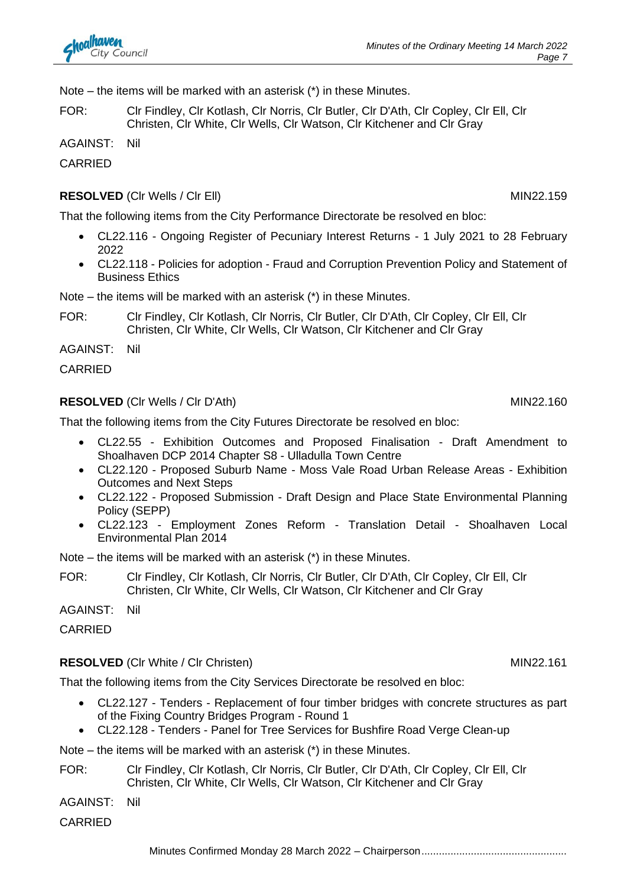Note – the items will be marked with an asterisk (*) in these Minutes.

FOR: Clr Findley, Clr Kotlash, Clr Norris, Clr Butler, Clr D'Ath, Clr Copley, Clr Ell, Clr Christen, Clr White, Clr Wells, Clr Watson, Clr Kitchener and Clr Gray

AGAINST: Nil

CARRIED

**RESOLVED** (Clr Wells / Clr Ell) MIN22.159

That the following items from the City Performance Directorate be resolved en bloc:

- CL22.116 - Ongoing Register of Pecuniary Interest Returns - 1 July 2021 to 28 February 2022
- CL22.118 - Policies for adoption - Fraud and Corruption Prevention Policy and Statement of Business Ethics

Note – the items will be marked with an asterisk (*) in these Minutes.

FOR: Clr Findley, Clr Kotlash, Clr Norris, Clr Butler, Clr D'Ath, Clr Copley, Clr Ell, Clr Christen, Clr White, Clr Wells, Clr Watson, Clr Kitchener and Clr Gray

AGAINST: Nil

CARRIED

**RESOLVED** (Clr Wells / Clr D'Ath) MIN22.160

That the following items from the City Futures Directorate be resolved en bloc:

- CL22.55 - Exhibition Outcomes and Proposed Finalisation - Draft Amendment to Shoalhaven DCP 2014 Chapter S8 - Ulladulla Town Centre
- CL22.120 - Proposed Suburb Name - Moss Vale Road Urban Release Areas - Exhibition Outcomes and Next Steps
- CL22.122 - Proposed Submission - Draft Design and Place State Environmental Planning Policy (SEPP)
- CL22.123 - Employment Zones Reform - Translation Detail - Shoalhaven Local Environmental Plan 2014

Note – the items will be marked with an asterisk (*) in these Minutes.

FOR: Clr Findley, Clr Kotlash, Clr Norris, Clr Butler, Clr D'Ath, Clr Copley, Clr Ell, Clr Christen, Clr White, Clr Wells, Clr Watson, Clr Kitchener and Clr Gray

AGAINST: Nil

CARRIED

**RESOLVED** (Clr White / Clr Christen) MIN22.161

That the following items from the City Services Directorate be resolved en bloc:

- CL22.127 - Tenders - Replacement of four timber bridges with concrete structures as part of the Fixing Country Bridges Program - Round 1
- CL22.128 - Tenders - Panel for Tree Services for Bushfire Road Verge Clean-up

Note – the items will be marked with an asterisk (*) in these Minutes.

FOR: Clr Findley, Clr Kotlash, Clr Norris, Clr Butler, Clr D'Ath, Clr Copley, Clr Ell, Clr Christen, Clr White, Clr Wells, Clr Watson, Clr Kitchener and Clr Gray

AGAINST: Nil

CARRIED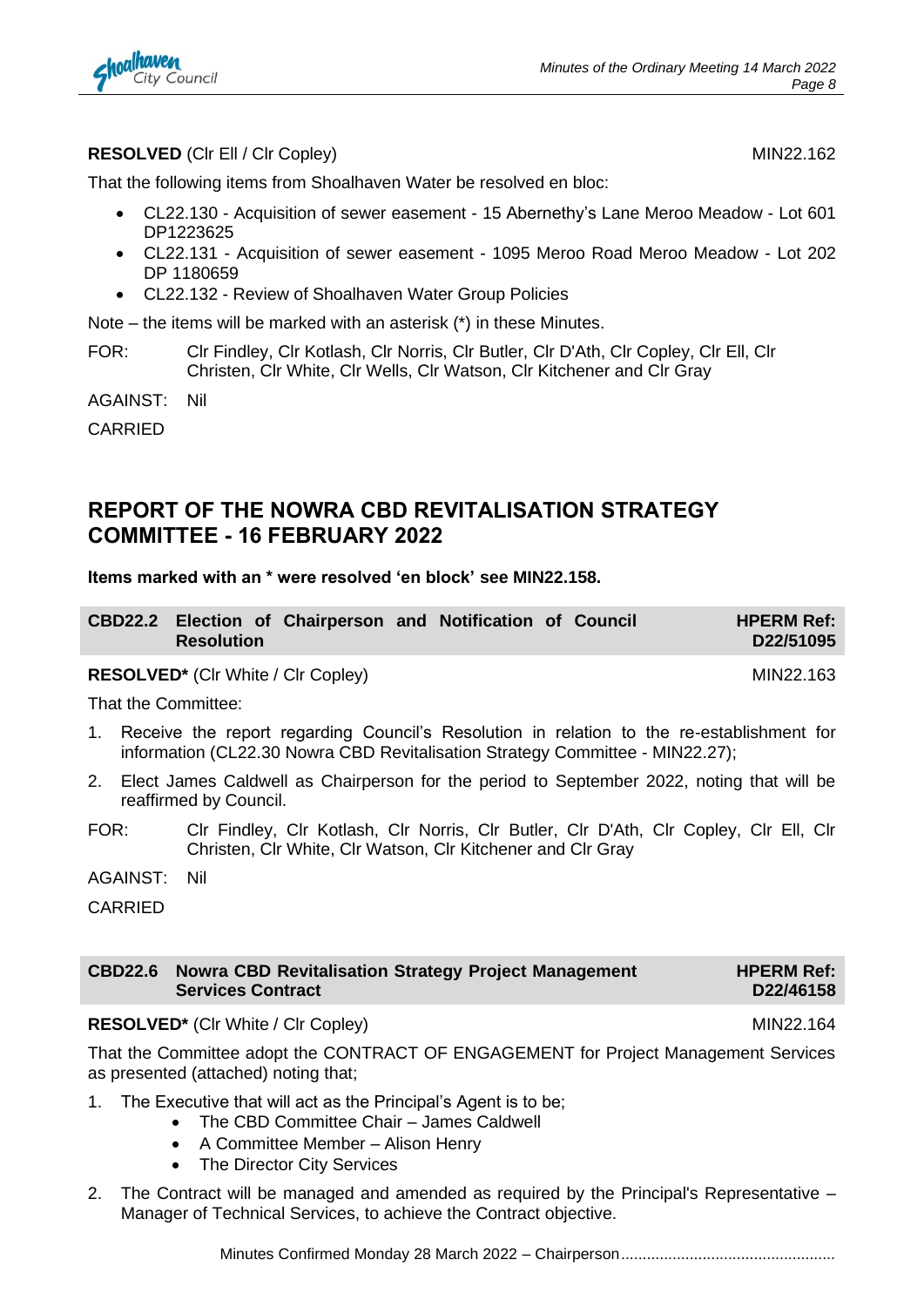**RESOLVED** (Clr Ell / Clr Copley) MIN22.162

That the following items from Shoalhaven Water be resolved en bloc:

- CL22.130 - Acquisition of sewer easement - 15 Abernethy's Lane Meroo Meadow - Lot 601 DP1223625
- CL22.131 - Acquisition of sewer easement - 1095 Meroo Road Meroo Meadow - Lot 202 DP 1180659
- CL22.132 - Review of Shoalhaven Water Group Policies

Note – the items will be marked with an asterisk (*) in these Minutes.

FOR: Clr Findley, Clr Kotlash, Clr Norris, Clr Butler, Clr D'Ath, Clr Copley, Clr Ell, Clr Christen, Clr White, Clr Wells, Clr Watson, Clr Kitchener and Clr Gray

AGAINST: Nil

CARRIED

## REPORT OF THE NOWRA CBD REVITALISATION STRATEGY COMMITTEE - 16 FEBRUARY 2022

**Items marked with an * were resolved 'en block' see MIN22.158.**

| CBD22.2 Election of Chairperson and Notification of Council Resolution | HPERM Ref: D22/51095 |
|---|---|

**RESOLVED*** (Clr White / Clr Copley) MIN22.163

That the Committee:

1. Receive the report regarding Council's Resolution in relation to the re-establishment for information (CL22.30 Nowra CBD Revitalisation Strategy Committee - MIN22.27);
2. Elect James Caldwell as Chairperson for the period to September 2022, noting that will be reaffirmed by Council.

FOR: Clr Findley, Clr Kotlash, Clr Norris, Clr Butler, Clr D'Ath, Clr Copley, Clr Ell, Clr Christen, Clr White, Clr Watson, Clr Kitchener and Clr Gray

AGAINST: Nil

CARRIED

| CBD22.6 Nowra CBD Revitalisation Strategy Project Management Services Contract | HPERM Ref: D22/46158 |
|---|---|

**RESOLVED*** (Clr White / Clr Copley) MIN22.164

That the Committee adopt the CONTRACT OF ENGAGEMENT for Project Management Services as presented (attached) noting that;

1. The Executive that will act as the Principal's Agent is to be;
   - The CBD Committee Chair – James Caldwell
   - A Committee Member – Alison Henry
   - The Director City Services
2. The Contract will be managed and amended as required by the Principal's Representative – Manager of Technical Services, to achieve the Contract objective.

Minutes Confirmed Monday 28 March 2022 – Chairperson.................................................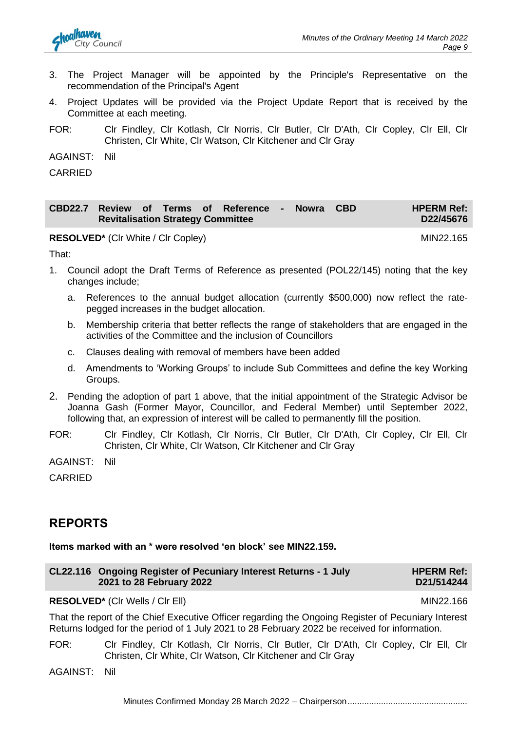3. The Project Manager will be appointed by the Principle's Representative on the recommendation of the Principal's Agent
4. Project Updates will be provided via the Project Update Report that is received by the Committee at each meeting.

FOR: Clr Findley, Clr Kotlash, Clr Norris, Clr Butler, Clr D'Ath, Clr Copley, Clr Ell, Clr Christen, Clr White, Clr Watson, Clr Kitchener and Clr Gray

AGAINST: Nil

CARRIED

| CBD22.7 Review of Terms of Reference - Nowra CBD Revitalisation Strategy Committee | HPERM Ref: D22/45676 |
|---|---|

**RESOLVED*** (Clr White / Clr Copley) MIN22.165

That:

1. Council adopt the Draft Terms of Reference as presented (POL22/145) noting that the key changes include;
   a. References to the annual budget allocation (currently $500,000) now reflect the rate-pegged increases in the budget allocation.
   b. Membership criteria that better reflects the range of stakeholders that are engaged in the activities of the Committee and the inclusion of Councillors
   c. Clauses dealing with removal of members have been added
   d. Amendments to 'Working Groups' to include Sub Committees and define the key Working Groups.
2. Pending the adoption of part 1 above, that the initial appointment of the Strategic Advisor be Joanna Gash (Former Mayor, Councillor, and Federal Member) until September 2022, following that, an expression of interest will be called to permanently fill the position.

FOR: Clr Findley, Clr Kotlash, Clr Norris, Clr Butler, Clr D'Ath, Clr Copley, Clr Ell, Clr Christen, Clr White, Clr Watson, Clr Kitchener and Clr Gray

AGAINST: Nil

CARRIED

# REPORTS

**Items marked with an * were resolved 'en block' see MIN22.159.**

| CL22.116 Ongoing Register of Pecuniary Interest Returns - 1 July 2021 to 28 February 2022 | HPERM Ref: D21/514244 |
|---|---|

**RESOLVED*** (Clr Wells / Clr Ell) MIN22.166

That the report of the Chief Executive Officer regarding the Ongoing Register of Pecuniary Interest Returns lodged for the period of 1 July 2021 to 28 February 2022 be received for information.

FOR: Clr Findley, Clr Kotlash, Clr Norris, Clr Butler, Clr D'Ath, Clr Copley, Clr Ell, Clr Christen, Clr White, Clr Watson, Clr Kitchener and Clr Gray

AGAINST: Nil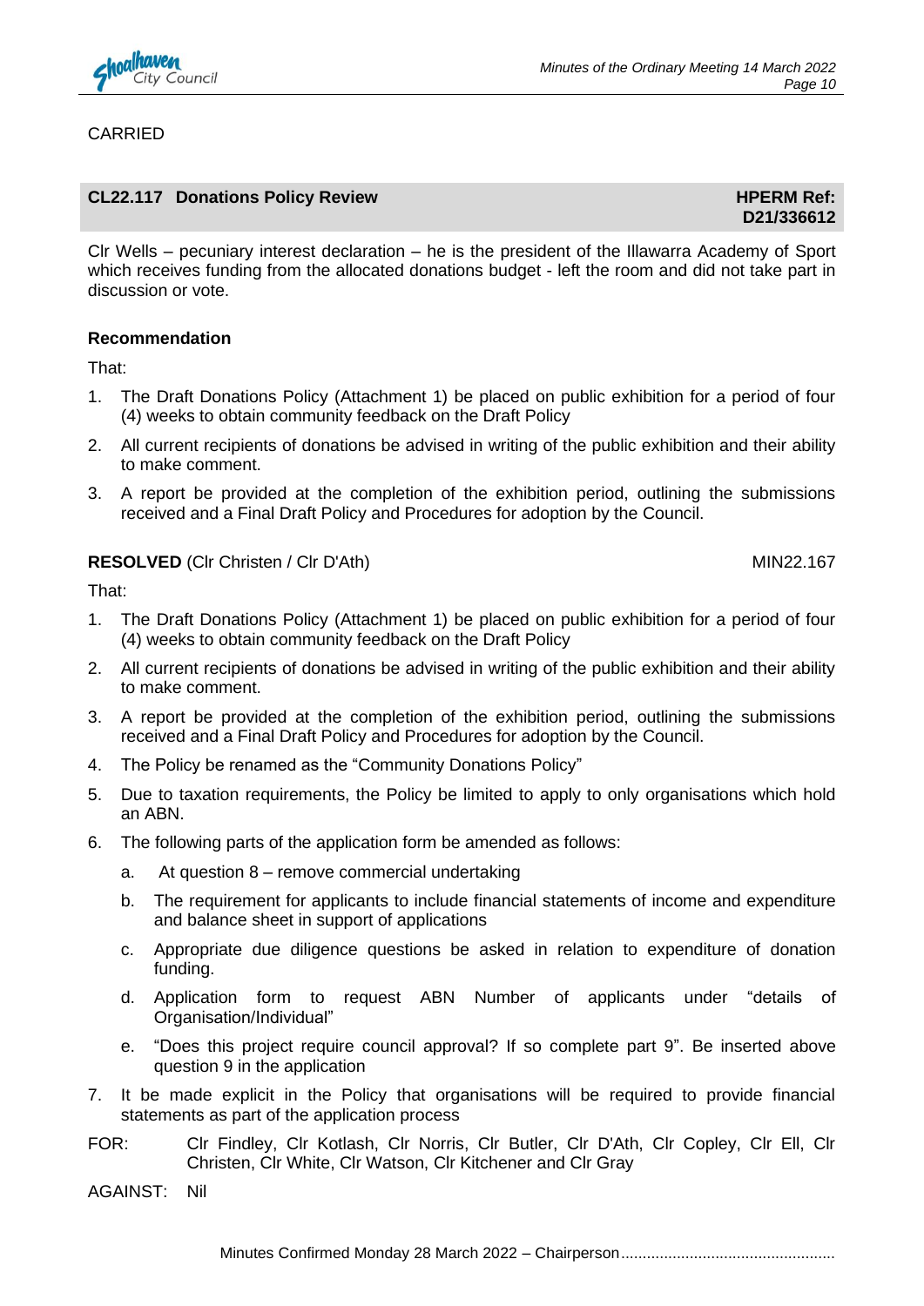CARRIED

## CL22.117 Donations Policy Review

**HPERM Ref: D21/336612**

Clr Wells – pecuniary interest declaration – he is the president of the Illawarra Academy of Sport which receives funding from the allocated donations budget - left the room and did not take part in discussion or vote.

**Recommendation**

That:

1. The Draft Donations Policy (Attachment 1) be placed on public exhibition for a period of four (4) weeks to obtain community feedback on the Draft Policy
2. All current recipients of donations be advised in writing of the public exhibition and their ability to make comment.
3. A report be provided at the completion of the exhibition period, outlining the submissions received and a Final Draft Policy and Procedures for adoption by the Council.

**RESOLVED** (Clr Christen / Clr D'Ath) MIN22.167

That:

1. The Draft Donations Policy (Attachment 1) be placed on public exhibition for a period of four (4) weeks to obtain community feedback on the Draft Policy
2. All current recipients of donations be advised in writing of the public exhibition and their ability to make comment.
3. A report be provided at the completion of the exhibition period, outlining the submissions received and a Final Draft Policy and Procedures for adoption by the Council.
4. The Policy be renamed as the "Community Donations Policy"
5. Due to taxation requirements, the Policy be limited to apply to only organisations which hold an ABN.
6. The following parts of the application form be amended as follows:
   a. At question 8 – remove commercial undertaking
   b. The requirement for applicants to include financial statements of income and expenditure and balance sheet in support of applications
   c. Appropriate due diligence questions be asked in relation to expenditure of donation funding.
   d. Application form to request ABN Number of applicants under "details of Organisation/Individual"
   e. "Does this project require council approval? If so complete part 9". Be inserted above question 9 in the application
7. It be made explicit in the Policy that organisations will be required to provide financial statements as part of the application process

FOR: Clr Findley, Clr Kotlash, Clr Norris, Clr Butler, Clr D'Ath, Clr Copley, Clr Ell, Clr Christen, Clr White, Clr Watson, Clr Kitchener and Clr Gray

AGAINST: Nil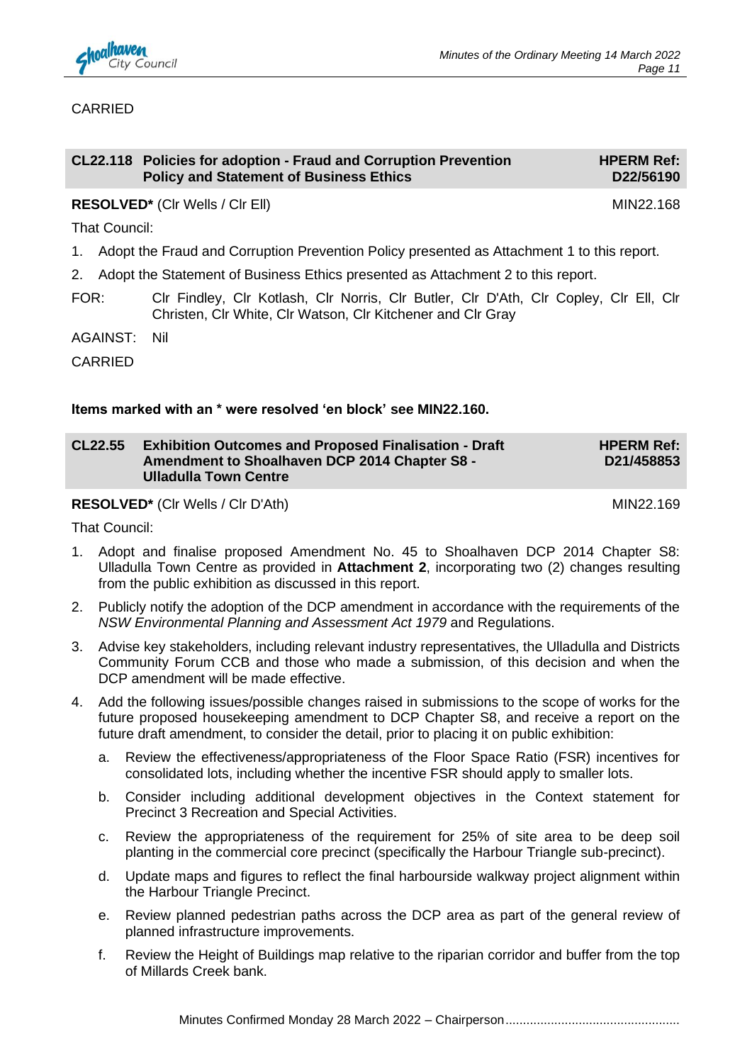CARRIED

| CL22.118 | Policies for adoption - Fraud and Corruption Prevention Policy and Statement of Business Ethics | HPERM Ref: D22/56190 |
|---|---|---|

**RESOLVED*** (Clr Wells / Clr Ell) MIN22.168

That Council:

1. Adopt the Fraud and Corruption Prevention Policy presented as Attachment 1 to this report.
2. Adopt the Statement of Business Ethics presented as Attachment 2 to this report.

FOR: Clr Findley, Clr Kotlash, Clr Norris, Clr Butler, Clr D'Ath, Clr Copley, Clr Ell, Clr Christen, Clr White, Clr Watson, Clr Kitchener and Clr Gray

AGAINST: Nil

CARRIED

**Items marked with an * were resolved 'en block' see MIN22.160.**

| CL22.55 | Exhibition Outcomes and Proposed Finalisation - Draft Amendment to Shoalhaven DCP 2014 Chapter S8 - Ulladulla Town Centre | HPERM Ref: D21/458853 |
|---|---|---|

**RESOLVED*** (Clr Wells / Clr D'Ath) MIN22.169

That Council:

1. Adopt and finalise proposed Amendment No. 45 to Shoalhaven DCP 2014 Chapter S8: Ulladulla Town Centre as provided in **Attachment 2**, incorporating two (2) changes resulting from the public exhibition as discussed in this report.
2. Publicly notify the adoption of the DCP amendment in accordance with the requirements of the *NSW Environmental Planning and Assessment Act 1979* and Regulations.
3. Advise key stakeholders, including relevant industry representatives, the Ulladulla and Districts Community Forum CCB and those who made a submission, of this decision and when the DCP amendment will be made effective.
4. Add the following issues/possible changes raised in submissions to the scope of works for the future proposed housekeeping amendment to DCP Chapter S8, and receive a report on the future draft amendment, to consider the detail, prior to placing it on public exhibition:
   a. Review the effectiveness/appropriateness of the Floor Space Ratio (FSR) incentives for consolidated lots, including whether the incentive FSR should apply to smaller lots.
   b. Consider including additional development objectives in the Context statement for Precinct 3 Recreation and Special Activities.
   c. Review the appropriateness of the requirement for 25% of site area to be deep soil planting in the commercial core precinct (specifically the Harbour Triangle sub-precinct).
   d. Update maps and figures to reflect the final harbourside walkway project alignment within the Harbour Triangle Precinct.
   e. Review planned pedestrian paths across the DCP area as part of the general review of planned infrastructure improvements.
   f. Review the Height of Buildings map relative to the riparian corridor and buffer from the top of Millards Creek bank.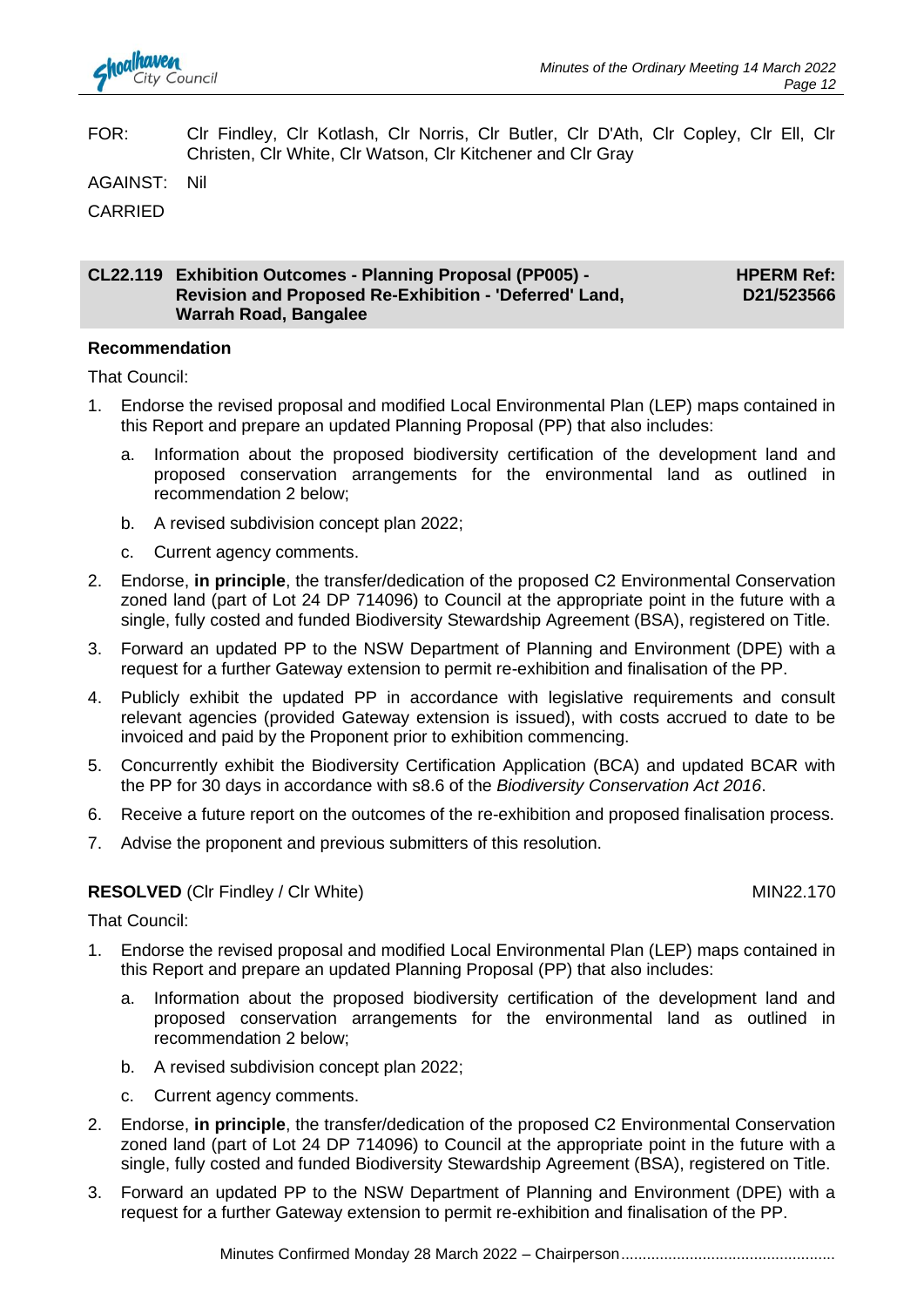FOR: Clr Findley, Clr Kotlash, Clr Norris, Clr Butler, Clr D'Ath, Clr Copley, Clr Ell, Clr Christen, Clr White, Clr Watson, Clr Kitchener and Clr Gray

AGAINST: Nil

CARRIED

## CL22.119 Exhibition Outcomes - Planning Proposal (PP005) - Revision and Proposed Re-Exhibition - 'Deferred' Land, Warrah Road, Bangalee

**HPERM Ref: D21/523566**

**Recommendation**

That Council:

1. Endorse the revised proposal and modified Local Environmental Plan (LEP) maps contained in this Report and prepare an updated Planning Proposal (PP) that also includes:
   a. Information about the proposed biodiversity certification of the development land and proposed conservation arrangements for the environmental land as outlined in recommendation 2 below;
   b. A revised subdivision concept plan 2022;
   c. Current agency comments.
2. Endorse, **in principle**, the transfer/dedication of the proposed C2 Environmental Conservation zoned land (part of Lot 24 DP 714096) to Council at the appropriate point in the future with a single, fully costed and funded Biodiversity Stewardship Agreement (BSA), registered on Title.
3. Forward an updated PP to the NSW Department of Planning and Environment (DPE) with a request for a further Gateway extension to permit re-exhibition and finalisation of the PP.
4. Publicly exhibit the updated PP in accordance with legislative requirements and consult relevant agencies (provided Gateway extension is issued), with costs accrued to date to be invoiced and paid by the Proponent prior to exhibition commencing.
5. Concurrently exhibit the Biodiversity Certification Application (BCA) and updated BCAR with the PP for 30 days in accordance with s8.6 of the *Biodiversity Conservation Act 2016*.
6. Receive a future report on the outcomes of the re-exhibition and proposed finalisation process.
7. Advise the proponent and previous submitters of this resolution.

**RESOLVED** (Clr Findley / Clr White) MIN22.170

That Council:

1. Endorse the revised proposal and modified Local Environmental Plan (LEP) maps contained in this Report and prepare an updated Planning Proposal (PP) that also includes:
   a. Information about the proposed biodiversity certification of the development land and proposed conservation arrangements for the environmental land as outlined in recommendation 2 below;
   b. A revised subdivision concept plan 2022;
   c. Current agency comments.
2. Endorse, **in principle**, the transfer/dedication of the proposed C2 Environmental Conservation zoned land (part of Lot 24 DP 714096) to Council at the appropriate point in the future with a single, fully costed and funded Biodiversity Stewardship Agreement (BSA), registered on Title.
3. Forward an updated PP to the NSW Department of Planning and Environment (DPE) with a request for a further Gateway extension to permit re-exhibition and finalisation of the PP.

Minutes Confirmed Monday 28 March 2022 – Chairperson................................................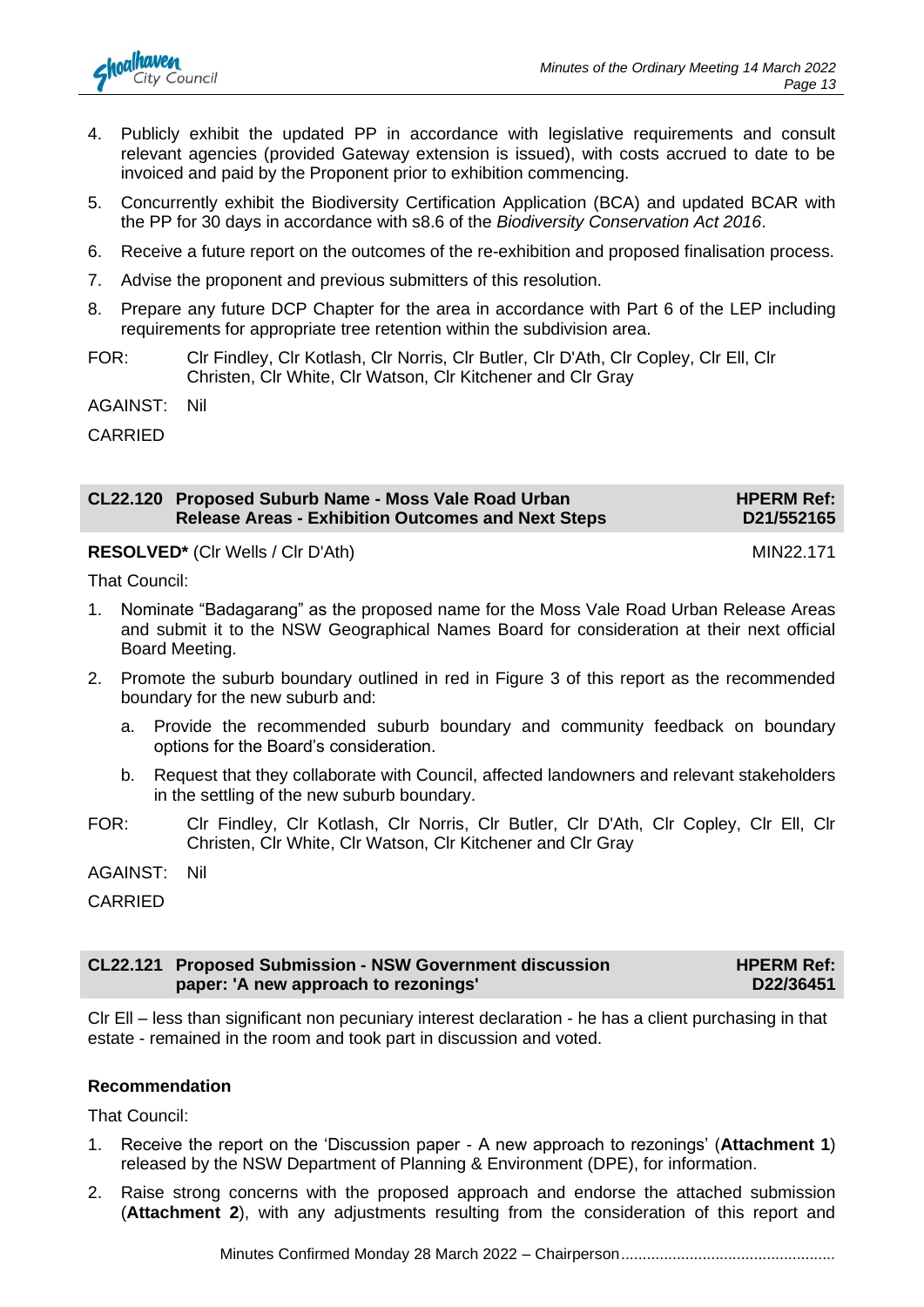4. Publicly exhibit the updated PP in accordance with legislative requirements and consult relevant agencies (provided Gateway extension is issued), with costs accrued to date to be invoiced and paid by the Proponent prior to exhibition commencing.
5. Concurrently exhibit the Biodiversity Certification Application (BCA) and updated BCAR with the PP for 30 days in accordance with s8.6 of the *Biodiversity Conservation Act 2016*.
6. Receive a future report on the outcomes of the re-exhibition and proposed finalisation process.
7. Advise the proponent and previous submitters of this resolution.
8. Prepare any future DCP Chapter for the area in accordance with Part 6 of the LEP including requirements for appropriate tree retention within the subdivision area.

FOR: Clr Findley, Clr Kotlash, Clr Norris, Clr Butler, Clr D'Ath, Clr Copley, Clr Ell, Clr Christen, Clr White, Clr Watson, Clr Kitchener and Clr Gray

AGAINST: Nil

CARRIED

## CL22.120 Proposed Suburb Name - Moss Vale Road Urban Release Areas - Exhibition Outcomes and Next Steps

**HPERM Ref: D21/552165**

**RESOLVED*** (Clr Wells / Clr D'Ath) MIN22.171

That Council:

1. Nominate “Badagarang” as the proposed name for the Moss Vale Road Urban Release Areas and submit it to the NSW Geographical Names Board for consideration at their next official Board Meeting.
2. Promote the suburb boundary outlined in red in Figure 3 of this report as the recommended boundary for the new suburb and:
   a. Provide the recommended suburb boundary and community feedback on boundary options for the Board’s consideration.
   b. Request that they collaborate with Council, affected landowners and relevant stakeholders in the settling of the new suburb boundary.

FOR: Clr Findley, Clr Kotlash, Clr Norris, Clr Butler, Clr D'Ath, Clr Copley, Clr Ell, Clr Christen, Clr White, Clr Watson, Clr Kitchener and Clr Gray

AGAINST: Nil

CARRIED

## CL22.121 Proposed Submission - NSW Government discussion paper: 'A new approach to rezonings'

**HPERM Ref: D22/36451**

Clr Ell – less than significant non pecuniary interest declaration - he has a client purchasing in that estate - remained in the room and took part in discussion and voted.

**Recommendation**

That Council:

1. Receive the report on the ‘Discussion paper - A new approach to rezonings’ (**Attachment 1**) released by the NSW Department of Planning & Environment (DPE), for information.
2. Raise strong concerns with the proposed approach and endorse the attached submission (**Attachment 2**), with any adjustments resulting from the consideration of this report and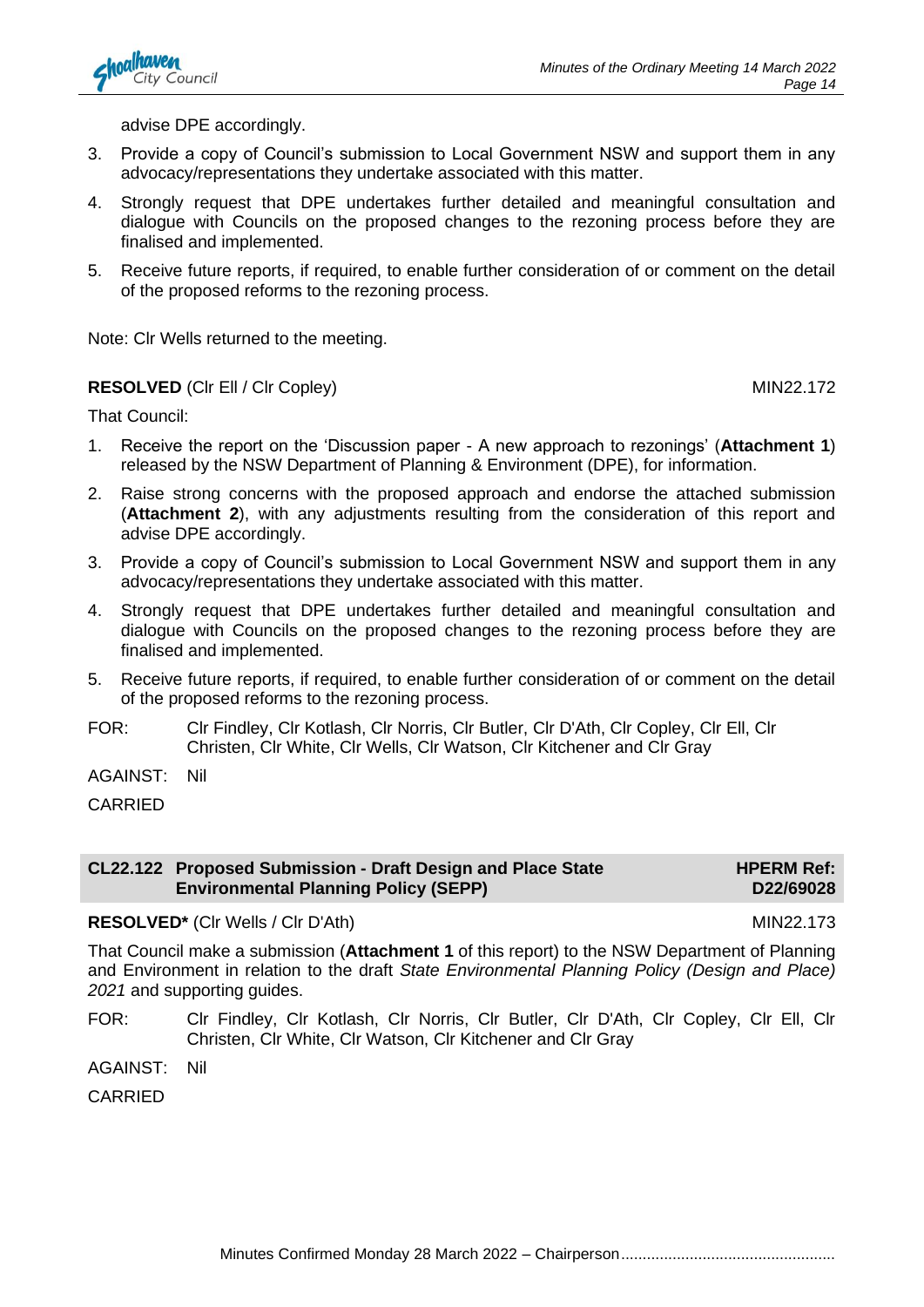advise DPE accordingly.

3. Provide a copy of Council's submission to Local Government NSW and support them in any advocacy/representations they undertake associated with this matter.
4. Strongly request that DPE undertakes further detailed and meaningful consultation and dialogue with Councils on the proposed changes to the rezoning process before they are finalised and implemented.
5. Receive future reports, if required, to enable further consideration of or comment on the detail of the proposed reforms to the rezoning process.

Note: Clr Wells returned to the meeting.

**RESOLVED** (Clr Ell / Clr Copley) MIN22.172

That Council:

1. Receive the report on the 'Discussion paper - A new approach to rezonings' (**Attachment 1**) released by the NSW Department of Planning & Environment (DPE), for information.
2. Raise strong concerns with the proposed approach and endorse the attached submission (**Attachment 2**), with any adjustments resulting from the consideration of this report and advise DPE accordingly.
3. Provide a copy of Council's submission to Local Government NSW and support them in any advocacy/representations they undertake associated with this matter.
4. Strongly request that DPE undertakes further detailed and meaningful consultation and dialogue with Councils on the proposed changes to the rezoning process before they are finalised and implemented.
5. Receive future reports, if required, to enable further consideration of or comment on the detail of the proposed reforms to the rezoning process.

FOR: Clr Findley, Clr Kotlash, Clr Norris, Clr Butler, Clr D'Ath, Clr Copley, Clr Ell, Clr Christen, Clr White, Clr Wells, Clr Watson, Clr Kitchener and Clr Gray

AGAINST: Nil

CARRIED

## CL22.122 Proposed Submission - Draft Design and Place State Environmental Planning Policy (SEPP) — HPERM Ref: D22/69028

**RESOLVED*** (Clr Wells / Clr D'Ath) MIN22.173

That Council make a submission (**Attachment 1** of this report) to the NSW Department of Planning and Environment in relation to the draft *State Environmental Planning Policy (Design and Place) 2021* and supporting guides.

FOR: Clr Findley, Clr Kotlash, Clr Norris, Clr Butler, Clr D'Ath, Clr Copley, Clr Ell, Clr Christen, Clr White, Clr Watson, Clr Kitchener and Clr Gray

AGAINST: Nil

CARRIED

Minutes Confirmed Monday 28 March 2022 – Chairperson.................................................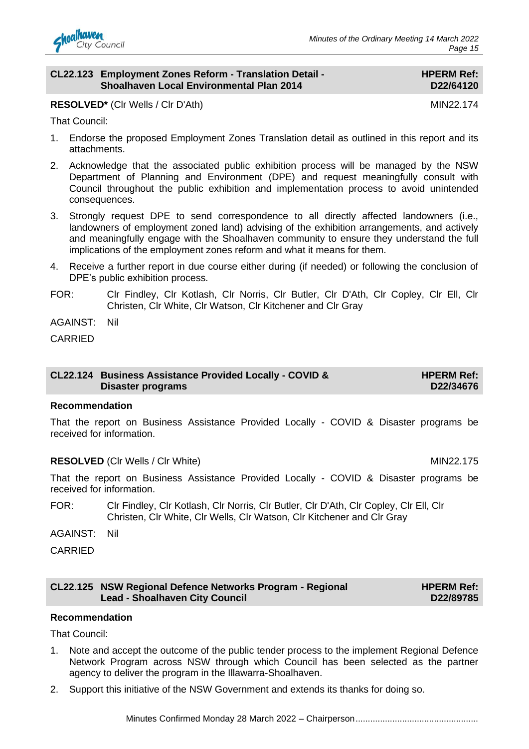## CL22.123 Employment Zones Reform - Translation Detail - Shoalhaven Local Environmental Plan 2014

**HPERM Ref: D22/64120**

**RESOLVED*** (Clr Wells / Clr D'Ath) MIN22.174

That Council:

1. Endorse the proposed Employment Zones Translation detail as outlined in this report and its attachments.
2. Acknowledge that the associated public exhibition process will be managed by the NSW Department of Planning and Environment (DPE) and request meaningfully consult with Council throughout the public exhibition and implementation process to avoid unintended consequences.
3. Strongly request DPE to send correspondence to all directly affected landowners (i.e., landowners of employment zoned land) advising of the exhibition arrangements, and actively and meaningfully engage with the Shoalhaven community to ensure they understand the full implications of the employment zones reform and what it means for them.
4. Receive a further report in due course either during (if needed) or following the conclusion of DPE's public exhibition process.

FOR: Clr Findley, Clr Kotlash, Clr Norris, Clr Butler, Clr D'Ath, Clr Copley, Clr Ell, Clr Christen, Clr White, Clr Watson, Clr Kitchener and Clr Gray

AGAINST: Nil

CARRIED

## CL22.124 Business Assistance Provided Locally - COVID & Disaster programs

**HPERM Ref: D22/34676**

**Recommendation**

That the report on Business Assistance Provided Locally - COVID & Disaster programs be received for information.

**RESOLVED** (Clr Wells / Clr White) MIN22.175

That the report on Business Assistance Provided Locally - COVID & Disaster programs be received for information.

FOR: Clr Findley, Clr Kotlash, Clr Norris, Clr Butler, Clr D'Ath, Clr Copley, Clr Ell, Clr Christen, Clr White, Clr Wells, Clr Watson, Clr Kitchener and Clr Gray

AGAINST: Nil

CARRIED

## CL22.125 NSW Regional Defence Networks Program - Regional Lead - Shoalhaven City Council

**HPERM Ref: D22/89785**

**Recommendation**

That Council:

1. Note and accept the outcome of the public tender process to the implement Regional Defence Network Program across NSW through which Council has been selected as the partner agency to deliver the program in the Illawarra-Shoalhaven.
2. Support this initiative of the NSW Government and extends its thanks for doing so.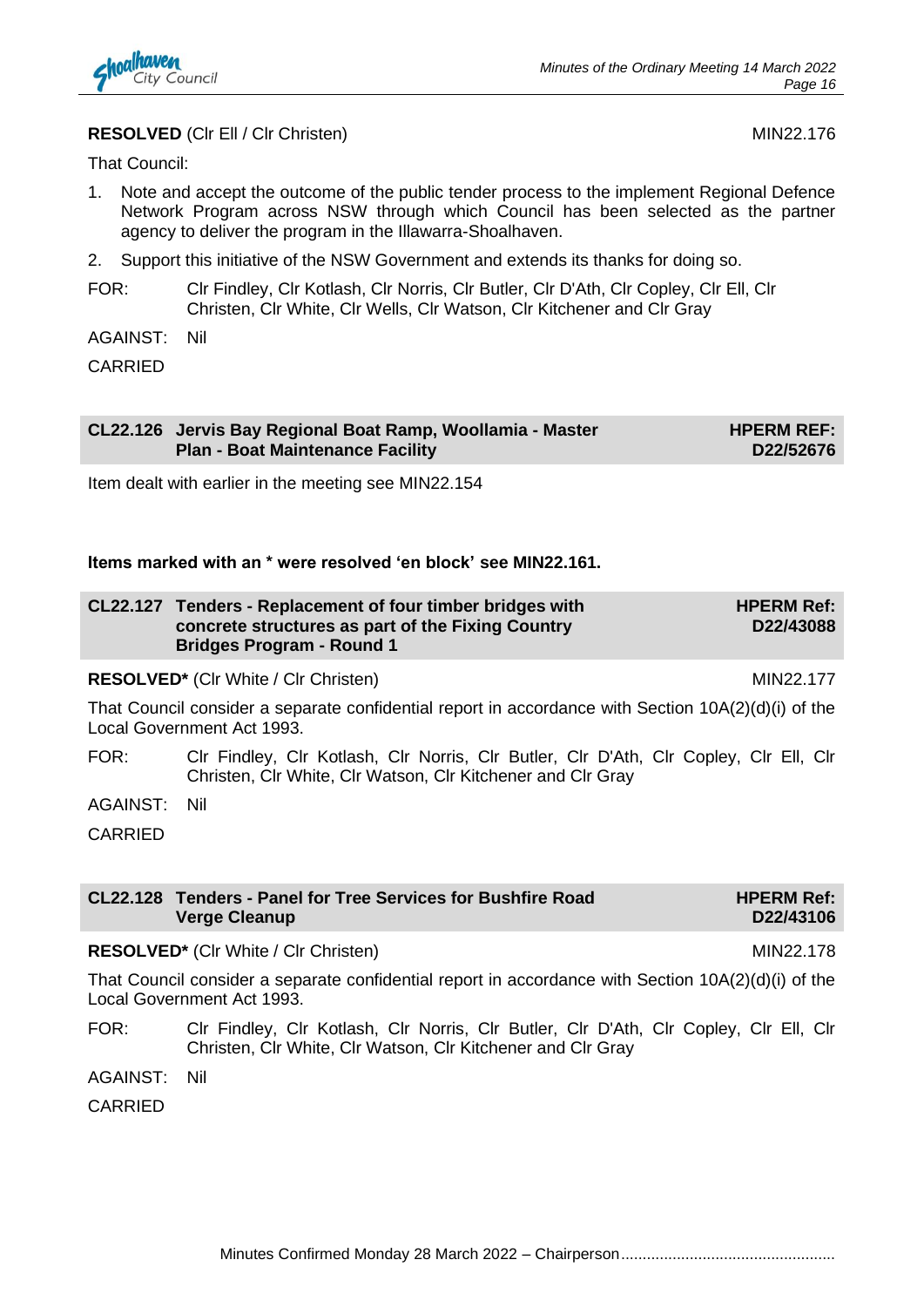**RESOLVED** (Clr Ell / Clr Christen) MIN22.176

That Council:

1. Note and accept the outcome of the public tender process to the implement Regional Defence Network Program across NSW through which Council has been selected as the partner agency to deliver the program in the Illawarra-Shoalhaven.
2. Support this initiative of the NSW Government and extends its thanks for doing so.

FOR: Clr Findley, Clr Kotlash, Clr Norris, Clr Butler, Clr D'Ath, Clr Copley, Clr Ell, Clr Christen, Clr White, Clr Wells, Clr Watson, Clr Kitchener and Clr Gray

AGAINST: Nil

CARRIED

## CL22.126 Jervis Bay Regional Boat Ramp, Woollamia - Master Plan - Boat Maintenance Facility

**HPERM REF: D22/52676**

Item dealt with earlier in the meeting see MIN22.154

**Items marked with an * were resolved 'en block' see MIN22.161.**

## CL22.127 Tenders - Replacement of four timber bridges with concrete structures as part of the Fixing Country Bridges Program - Round 1

**HPERM Ref: D22/43088**

**RESOLVED*** (Clr White / Clr Christen) MIN22.177

That Council consider a separate confidential report in accordance with Section 10A(2)(d)(i) of the Local Government Act 1993.

FOR: Clr Findley, Clr Kotlash, Clr Norris, Clr Butler, Clr D'Ath, Clr Copley, Clr Ell, Clr Christen, Clr White, Clr Watson, Clr Kitchener and Clr Gray

AGAINST: Nil

CARRIED

## CL22.128 Tenders - Panel for Tree Services for Bushfire Road Verge Cleanup

**HPERM Ref: D22/43106**

**RESOLVED*** (Clr White / Clr Christen) MIN22.178

That Council consider a separate confidential report in accordance with Section 10A(2)(d)(i) of the Local Government Act 1993.

FOR: Clr Findley, Clr Kotlash, Clr Norris, Clr Butler, Clr D'Ath, Clr Copley, Clr Ell, Clr Christen, Clr White, Clr Watson, Clr Kitchener and Clr Gray

AGAINST: Nil

CARRIED

Minutes Confirmed Monday 28 March 2022 – Chairperson.................................................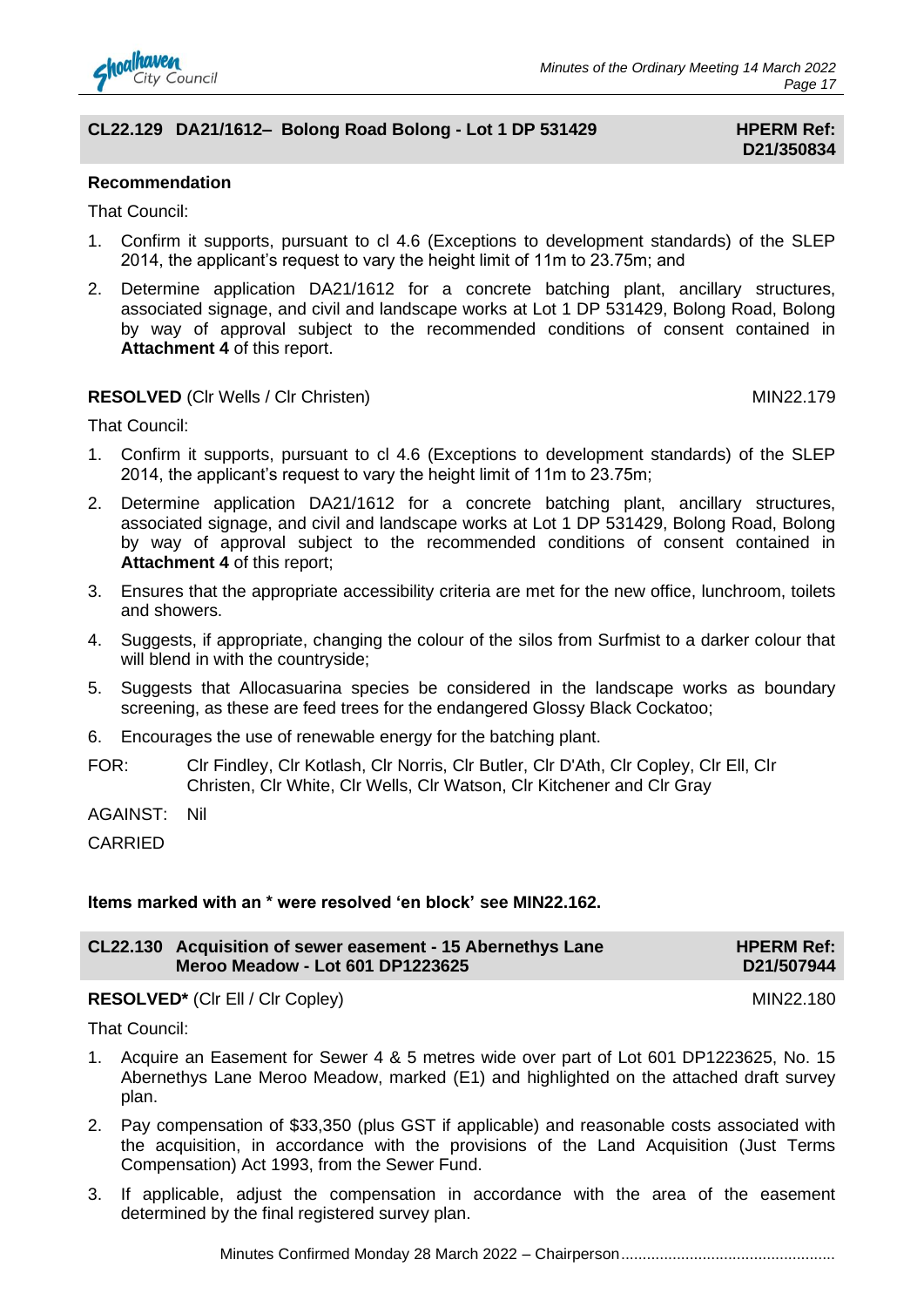## CL22.129 DA21/1612– Bolong Road Bolong - Lot 1 DP 531429

**HPERM Ref: D21/350834**

**Recommendation**

That Council:

1. Confirm it supports, pursuant to cl 4.6 (Exceptions to development standards) of the SLEP 2014, the applicant's request to vary the height limit of 11m to 23.75m; and
2. Determine application DA21/1612 for a concrete batching plant, ancillary structures, associated signage, and civil and landscape works at Lot 1 DP 531429, Bolong Road, Bolong by way of approval subject to the recommended conditions of consent contained in **Attachment 4** of this report.

**RESOLVED** (Clr Wells / Clr Christen) MIN22.179

That Council:

1. Confirm it supports, pursuant to cl 4.6 (Exceptions to development standards) of the SLEP 2014, the applicant's request to vary the height limit of 11m to 23.75m;
2. Determine application DA21/1612 for a concrete batching plant, ancillary structures, associated signage, and civil and landscape works at Lot 1 DP 531429, Bolong Road, Bolong by way of approval subject to the recommended conditions of consent contained in **Attachment 4** of this report;
3. Ensures that the appropriate accessibility criteria are met for the new office, lunchroom, toilets and showers.
4. Suggests, if appropriate, changing the colour of the silos from Surfmist to a darker colour that will blend in with the countryside;
5. Suggests that Allocasuarina species be considered in the landscape works as boundary screening, as these are feed trees for the endangered Glossy Black Cockatoo;
6. Encourages the use of renewable energy for the batching plant.

FOR: Clr Findley, Clr Kotlash, Clr Norris, Clr Butler, Clr D'Ath, Clr Copley, Clr Ell, Clr Christen, Clr White, Clr Wells, Clr Watson, Clr Kitchener and Clr Gray

AGAINST: Nil

CARRIED

**Items marked with an * were resolved 'en block' see MIN22.162.**

## CL22.130 Acquisition of sewer easement - 15 Abernethys Lane Meroo Meadow - Lot 601 DP1223625

**HPERM Ref: D21/507944**

**RESOLVED*** (Clr Ell / Clr Copley) MIN22.180

That Council:

1. Acquire an Easement for Sewer 4 & 5 metres wide over part of Lot 601 DP1223625, No. 15 Abernethys Lane Meroo Meadow, marked (E1) and highlighted on the attached draft survey plan.
2. Pay compensation of $33,350 (plus GST if applicable) and reasonable costs associated with the acquisition, in accordance with the provisions of the Land Acquisition (Just Terms Compensation) Act 1993, from the Sewer Fund.
3. If applicable, adjust the compensation in accordance with the area of the easement determined by the final registered survey plan.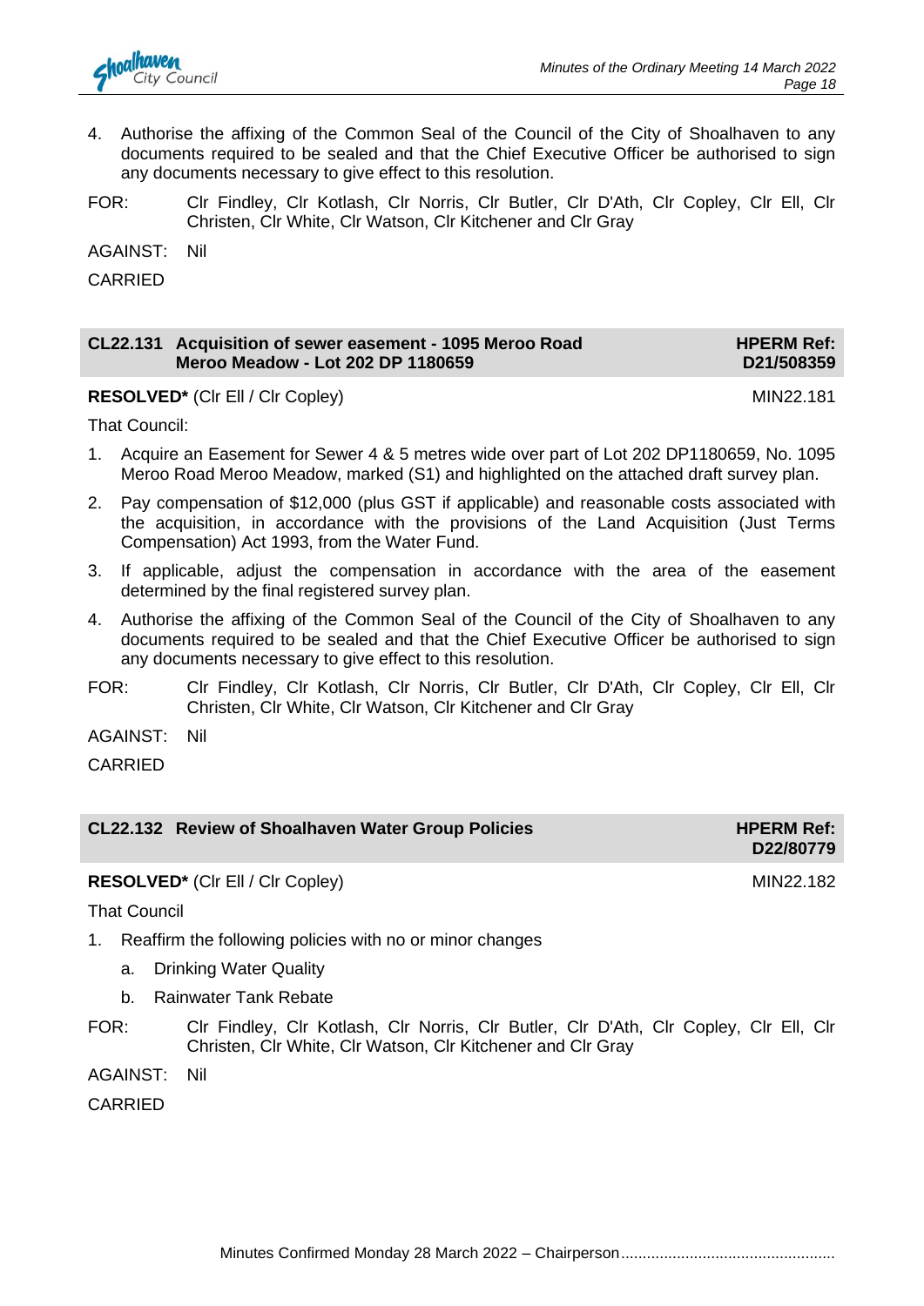4. Authorise the affixing of the Common Seal of the Council of the City of Shoalhaven to any documents required to be sealed and that the Chief Executive Officer be authorised to sign any documents necessary to give effect to this resolution.

FOR: Clr Findley, Clr Kotlash, Clr Norris, Clr Butler, Clr D'Ath, Clr Copley, Clr Ell, Clr Christen, Clr White, Clr Watson, Clr Kitchener and Clr Gray

AGAINST: Nil

CARRIED

## CL22.131 Acquisition of sewer easement - 1095 Meroo Road Meroo Meadow - Lot 202 DP 1180659

**HPERM Ref: D21/508359**

**RESOLVED*** (Clr Ell / Clr Copley) MIN22.181

That Council:

1. Acquire an Easement for Sewer 4 & 5 metres wide over part of Lot 202 DP1180659, No. 1095 Meroo Road Meroo Meadow, marked (S1) and highlighted on the attached draft survey plan.
2. Pay compensation of $12,000 (plus GST if applicable) and reasonable costs associated with the acquisition, in accordance with the provisions of the Land Acquisition (Just Terms Compensation) Act 1993, from the Water Fund.
3. If applicable, adjust the compensation in accordance with the area of the easement determined by the final registered survey plan.
4. Authorise the affixing of the Common Seal of the Council of the City of Shoalhaven to any documents required to be sealed and that the Chief Executive Officer be authorised to sign any documents necessary to give effect to this resolution.

FOR: Clr Findley, Clr Kotlash, Clr Norris, Clr Butler, Clr D'Ath, Clr Copley, Clr Ell, Clr Christen, Clr White, Clr Watson, Clr Kitchener and Clr Gray

AGAINST: Nil

CARRIED

## CL22.132 Review of Shoalhaven Water Group Policies

**HPERM Ref: D22/80779**

**RESOLVED*** (Clr Ell / Clr Copley) MIN22.182

That Council

1. Reaffirm the following policies with no or minor changes
   a. Drinking Water Quality
   b. Rainwater Tank Rebate

FOR: Clr Findley, Clr Kotlash, Clr Norris, Clr Butler, Clr D'Ath, Clr Copley, Clr Ell, Clr Christen, Clr White, Clr Watson, Clr Kitchener and Clr Gray

AGAINST: Nil

CARRIED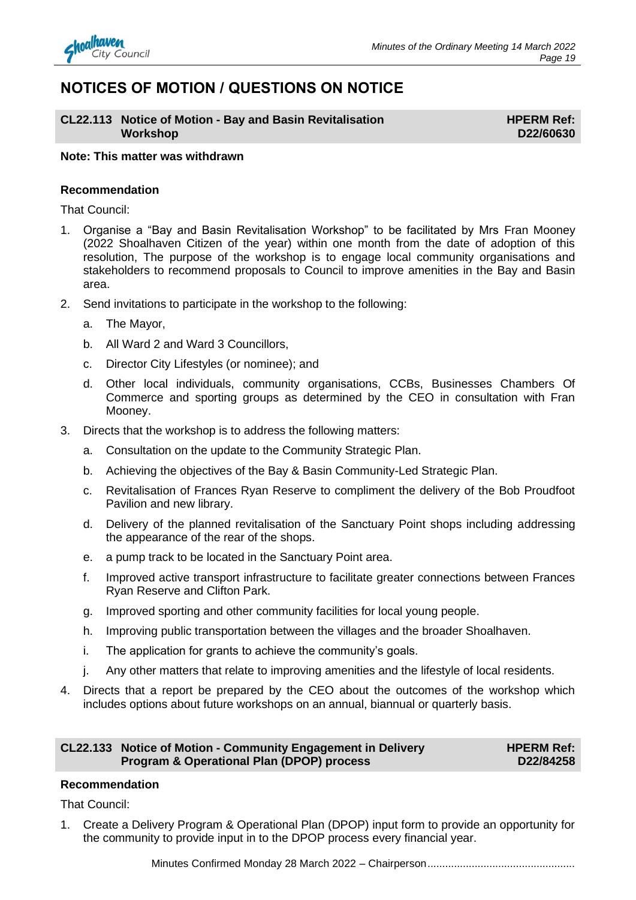# NOTICES OF MOTION / QUESTIONS ON NOTICE

## CL22.113 Notice of Motion - Bay and Basin Revitalisation Workshop

**HPERM Ref: D22/60630**

**Note: This matter was withdrawn**

**Recommendation**

That Council:

1. Organise a "Bay and Basin Revitalisation Workshop" to be facilitated by Mrs Fran Mooney (2022 Shoalhaven Citizen of the year) within one month from the date of adoption of this resolution, The purpose of the workshop is to engage local community organisations and stakeholders to recommend proposals to Council to improve amenities in the Bay and Basin area.
2. Send invitations to participate in the workshop to the following:
   a. The Mayor,
   b. All Ward 2 and Ward 3 Councillors,
   c. Director City Lifestyles (or nominee); and
   d. Other local individuals, community organisations, CCBs, Businesses Chambers Of Commerce and sporting groups as determined by the CEO in consultation with Fran Mooney.
3. Directs that the workshop is to address the following matters:
   a. Consultation on the update to the Community Strategic Plan.
   b. Achieving the objectives of the Bay & Basin Community-Led Strategic Plan.
   c. Revitalisation of Frances Ryan Reserve to compliment the delivery of the Bob Proudfoot Pavilion and new library.
   d. Delivery of the planned revitalisation of the Sanctuary Point shops including addressing the appearance of the rear of the shops.
   e. a pump track to be located in the Sanctuary Point area.
   f. Improved active transport infrastructure to facilitate greater connections between Frances Ryan Reserve and Clifton Park.
   g. Improved sporting and other community facilities for local young people.
   h. Improving public transportation between the villages and the broader Shoalhaven.
   i. The application for grants to achieve the community's goals.
   j. Any other matters that relate to improving amenities and the lifestyle of local residents.
4. Directs that a report be prepared by the CEO about the outcomes of the workshop which includes options about future workshops on an annual, biannual or quarterly basis.

## CL22.133 Notice of Motion - Community Engagement in Delivery Program & Operational Plan (DPOP) process

**HPERM Ref: D22/84258**

**Recommendation**

That Council:

1. Create a Delivery Program & Operational Plan (DPOP) input form to provide an opportunity for the community to provide input in to the DPOP process every financial year.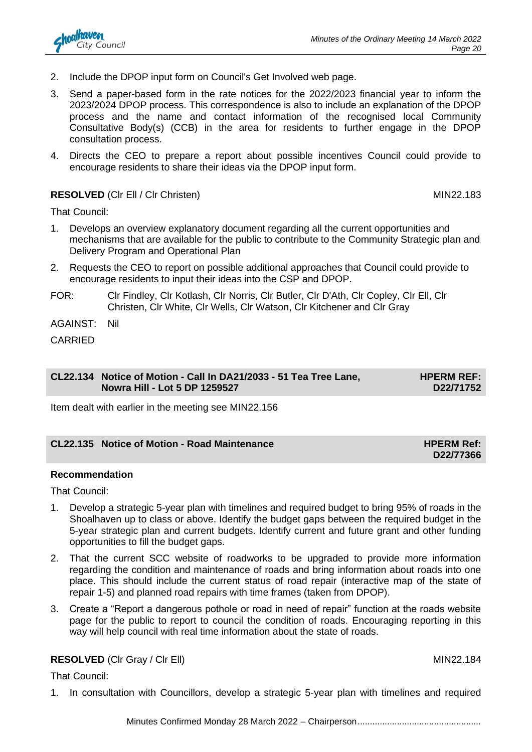2. Include the DPOP input form on Council's Get Involved web page.

3. Send a paper-based form in the rate notices for the 2022/2023 financial year to inform the 2023/2024 DPOP process. This correspondence is also to include an explanation of the DPOP process and the name and contact information of the recognised local Community Consultative Body(s) (CCB) in the area for residents to further engage in the DPOP consultation process.

4. Directs the CEO to prepare a report about possible incentives Council could provide to encourage residents to share their ideas via the DPOP input form.

**RESOLVED** (Clr Ell / Clr Christen) MIN22.183

That Council:

1. Develops an overview explanatory document regarding all the current opportunities and mechanisms that are available for the public to contribute to the Community Strategic plan and Delivery Program and Operational Plan

2. Requests the CEO to report on possible additional approaches that Council could provide to encourage residents to input their ideas into the CSP and DPOP.

FOR: Clr Findley, Clr Kotlash, Clr Norris, Clr Butler, Clr D'Ath, Clr Copley, Clr Ell, Clr Christen, Clr White, Clr Wells, Clr Watson, Clr Kitchener and Clr Gray

AGAINST: Nil

CARRIED

## CL22.134 Notice of Motion - Call In DA21/2033 - 51 Tea Tree Lane, Nowra Hill - Lot 5 DP 1259527

**HPERM REF: D22/71752**

Item dealt with earlier in the meeting see MIN22.156

## CL22.135 Notice of Motion - Road Maintenance

**HPERM Ref: D22/77366**

**Recommendation**

That Council:

1. Develop a strategic 5-year plan with timelines and required budget to bring 95% of roads in the Shoalhaven up to class or above. Identify the budget gaps between the required budget in the 5-year strategic plan and current budgets. Identify current and future grant and other funding opportunities to fill the budget gaps.

2. That the current SCC website of roadworks to be upgraded to provide more information regarding the condition and maintenance of roads and bring information about roads into one place. This should include the current status of road repair (interactive map of the state of repair 1-5) and planned road repairs with time frames (taken from DPOP).

3. Create a "Report a dangerous pothole or road in need of repair" function at the roads website page for the public to report to council the condition of roads. Encouraging reporting in this way will help council with real time information about the state of roads.

**RESOLVED** (Clr Gray / Clr Ell) MIN22.184

That Council:

1. In consultation with Councillors, develop a strategic 5-year plan with timelines and required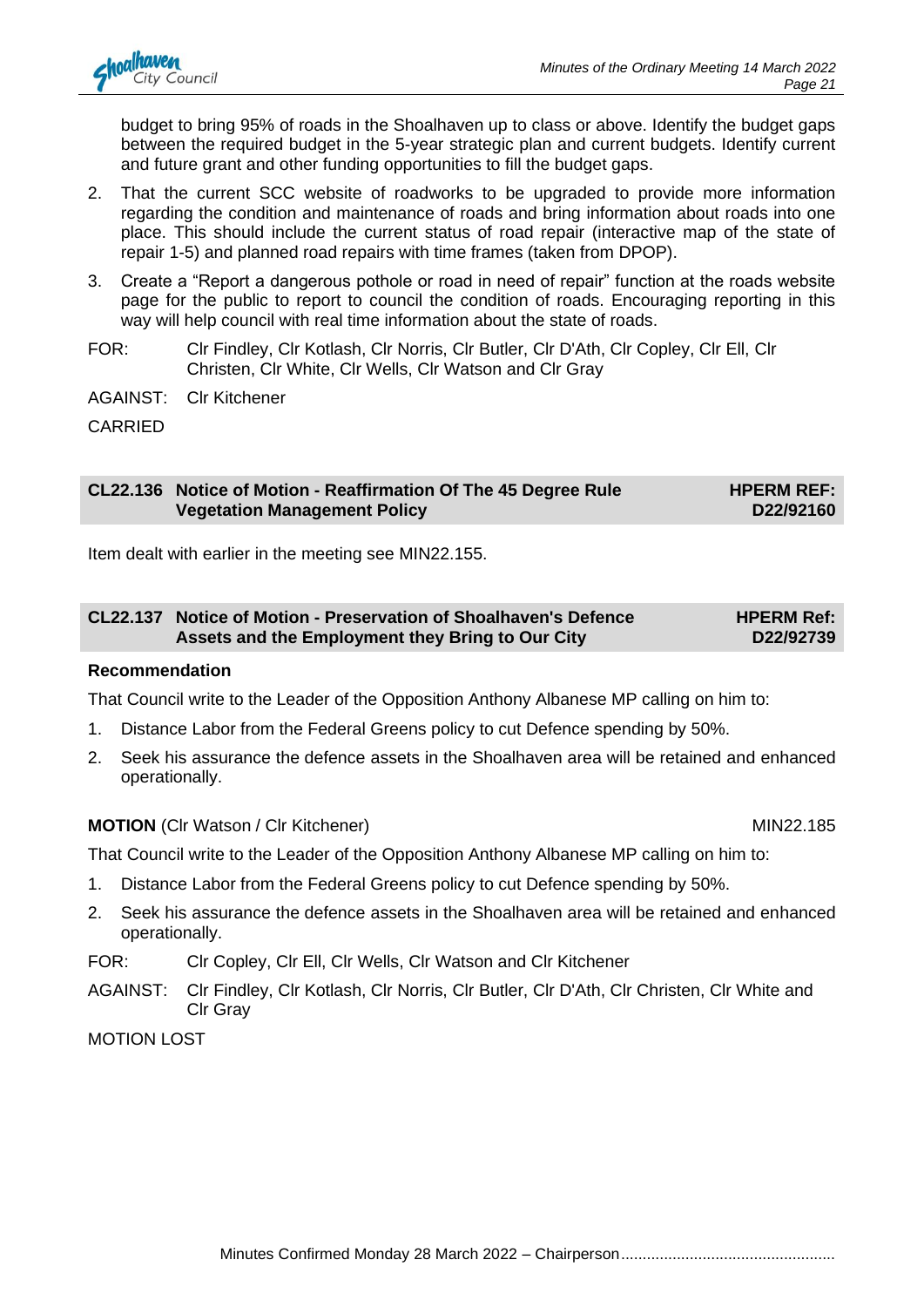budget to bring 95% of roads in the Shoalhaven up to class or above. Identify the budget gaps between the required budget in the 5-year strategic plan and current budgets. Identify current and future grant and other funding opportunities to fill the budget gaps.

2. That the current SCC website of roadworks to be upgraded to provide more information regarding the condition and maintenance of roads and bring information about roads into one place. This should include the current status of road repair (interactive map of the state of repair 1-5) and planned road repairs with time frames (taken from DPOP).
3. Create a "Report a dangerous pothole or road in need of repair" function at the roads website page for the public to report to council the condition of roads. Encouraging reporting in this way will help council with real time information about the state of roads.

FOR: Clr Findley, Clr Kotlash, Clr Norris, Clr Butler, Clr D'Ath, Clr Copley, Clr Ell, Clr Christen, Clr White, Clr Wells, Clr Watson and Clr Gray

AGAINST: Clr Kitchener

CARRIED

## CL22.136 Notice of Motion - Reaffirmation Of The 45 Degree Rule Vegetation Management Policy — HPERM REF: D22/92160

Item dealt with earlier in the meeting see MIN22.155.

## CL22.137 Notice of Motion - Preservation of Shoalhaven's Defence Assets and the Employment they Bring to Our City — HPERM Ref: D22/92739

**Recommendation**

That Council write to the Leader of the Opposition Anthony Albanese MP calling on him to:

1. Distance Labor from the Federal Greens policy to cut Defence spending by 50%.
2. Seek his assurance the defence assets in the Shoalhaven area will be retained and enhanced operationally.

**MOTION** (Clr Watson / Clr Kitchener) MIN22.185

That Council write to the Leader of the Opposition Anthony Albanese MP calling on him to:

1. Distance Labor from the Federal Greens policy to cut Defence spending by 50%.
2. Seek his assurance the defence assets in the Shoalhaven area will be retained and enhanced operationally.

FOR: Clr Copley, Clr Ell, Clr Wells, Clr Watson and Clr Kitchener

AGAINST: Clr Findley, Clr Kotlash, Clr Norris, Clr Butler, Clr D'Ath, Clr Christen, Clr White and Clr Gray

MOTION LOST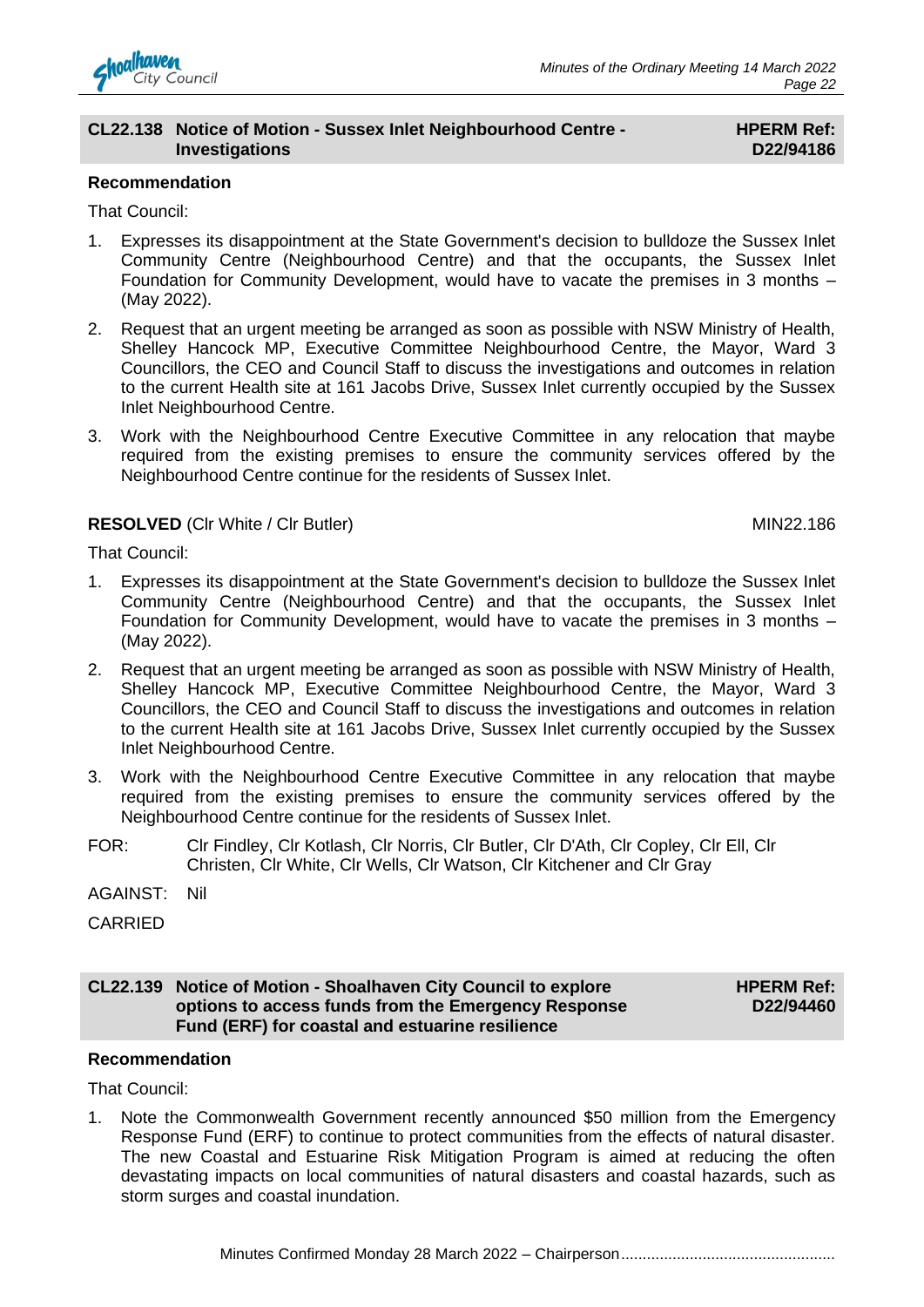## CL22.138 Notice of Motion - Sussex Inlet Neighbourhood Centre - Investigations

**HPERM Ref: D22/94186**

**Recommendation**

That Council:

1. Expresses its disappointment at the State Government's decision to bulldoze the Sussex Inlet Community Centre (Neighbourhood Centre) and that the occupants, the Sussex Inlet Foundation for Community Development, would have to vacate the premises in 3 months – (May 2022).
2. Request that an urgent meeting be arranged as soon as possible with NSW Ministry of Health, Shelley Hancock MP, Executive Committee Neighbourhood Centre, the Mayor, Ward 3 Councillors, the CEO and Council Staff to discuss the investigations and outcomes in relation to the current Health site at 161 Jacobs Drive, Sussex Inlet currently occupied by the Sussex Inlet Neighbourhood Centre.
3. Work with the Neighbourhood Centre Executive Committee in any relocation that maybe required from the existing premises to ensure the community services offered by the Neighbourhood Centre continue for the residents of Sussex Inlet.

**RESOLVED** (Clr White / Clr Butler) MIN22.186

That Council:

1. Expresses its disappointment at the State Government's decision to bulldoze the Sussex Inlet Community Centre (Neighbourhood Centre) and that the occupants, the Sussex Inlet Foundation for Community Development, would have to vacate the premises in 3 months – (May 2022).
2. Request that an urgent meeting be arranged as soon as possible with NSW Ministry of Health, Shelley Hancock MP, Executive Committee Neighbourhood Centre, the Mayor, Ward 3 Councillors, the CEO and Council Staff to discuss the investigations and outcomes in relation to the current Health site at 161 Jacobs Drive, Sussex Inlet currently occupied by the Sussex Inlet Neighbourhood Centre.
3. Work with the Neighbourhood Centre Executive Committee in any relocation that maybe required from the existing premises to ensure the community services offered by the Neighbourhood Centre continue for the residents of Sussex Inlet.

FOR: Clr Findley, Clr Kotlash, Clr Norris, Clr Butler, Clr D'Ath, Clr Copley, Clr Ell, Clr Christen, Clr White, Clr Wells, Clr Watson, Clr Kitchener and Clr Gray

AGAINST: Nil

CARRIED

## CL22.139 Notice of Motion - Shoalhaven City Council to explore options to access funds from the Emergency Response Fund (ERF) for coastal and estuarine resilience

**HPERM Ref: D22/94460**

**Recommendation**

That Council:

1. Note the Commonwealth Government recently announced $50 million from the Emergency Response Fund (ERF) to continue to protect communities from the effects of natural disaster. The new Coastal and Estuarine Risk Mitigation Program is aimed at reducing the often devastating impacts on local communities of natural disasters and coastal hazards, such as storm surges and coastal inundation.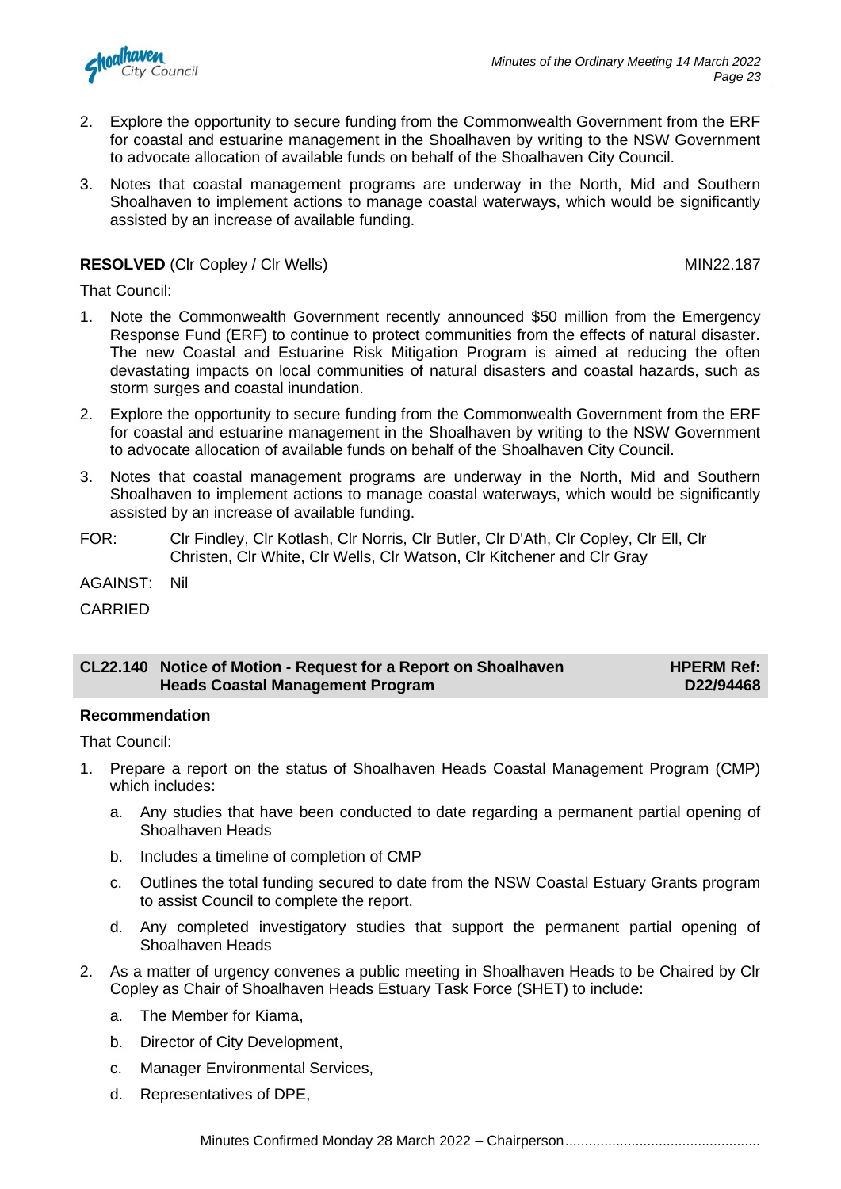2. Explore the opportunity to secure funding from the Commonwealth Government from the ERF for coastal and estuarine management in the Shoalhaven by writing to the NSW Government to advocate allocation of available funds on behalf of the Shoalhaven City Council.
3. Notes that coastal management programs are underway in the North, Mid and Southern Shoalhaven to implement actions to manage coastal waterways, which would be significantly assisted by an increase of available funding.

**RESOLVED** (Clr Copley / Clr Wells) MIN22.187

That Council:

1. Note the Commonwealth Government recently announced $50 million from the Emergency Response Fund (ERF) to continue to protect communities from the effects of natural disaster. The new Coastal and Estuarine Risk Mitigation Program is aimed at reducing the often devastating impacts on local communities of natural disasters and coastal hazards, such as storm surges and coastal inundation.
2. Explore the opportunity to secure funding from the Commonwealth Government from the ERF for coastal and estuarine management in the Shoalhaven by writing to the NSW Government to advocate allocation of available funds on behalf of the Shoalhaven City Council.
3. Notes that coastal management programs are underway in the North, Mid and Southern Shoalhaven to implement actions to manage coastal waterways, which would be significantly assisted by an increase of available funding.

FOR: Clr Findley, Clr Kotlash, Clr Norris, Clr Butler, Clr D'Ath, Clr Copley, Clr Ell, Clr Christen, Clr White, Clr Wells, Clr Watson, Clr Kitchener and Clr Gray

AGAINST: Nil

CARRIED

## CL22.140 Notice of Motion - Request for a Report on Shoalhaven Heads Coastal Management Program — HPERM Ref: D22/94468

**Recommendation**

That Council:

1. Prepare a report on the status of Shoalhaven Heads Coastal Management Program (CMP) which includes:
   a. Any studies that have been conducted to date regarding a permanent partial opening of Shoalhaven Heads
   b. Includes a timeline of completion of CMP
   c. Outlines the total funding secured to date from the NSW Coastal Estuary Grants program to assist Council to complete the report.
   d. Any completed investigatory studies that support the permanent partial opening of Shoalhaven Heads
2. As a matter of urgency convenes a public meeting in Shoalhaven Heads to be Chaired by Clr Copley as Chair of Shoalhaven Heads Estuary Task Force (SHET) to include:
   a. The Member for Kiama,
   b. Director of City Development,
   c. Manager Environmental Services,
   d. Representatives of DPE,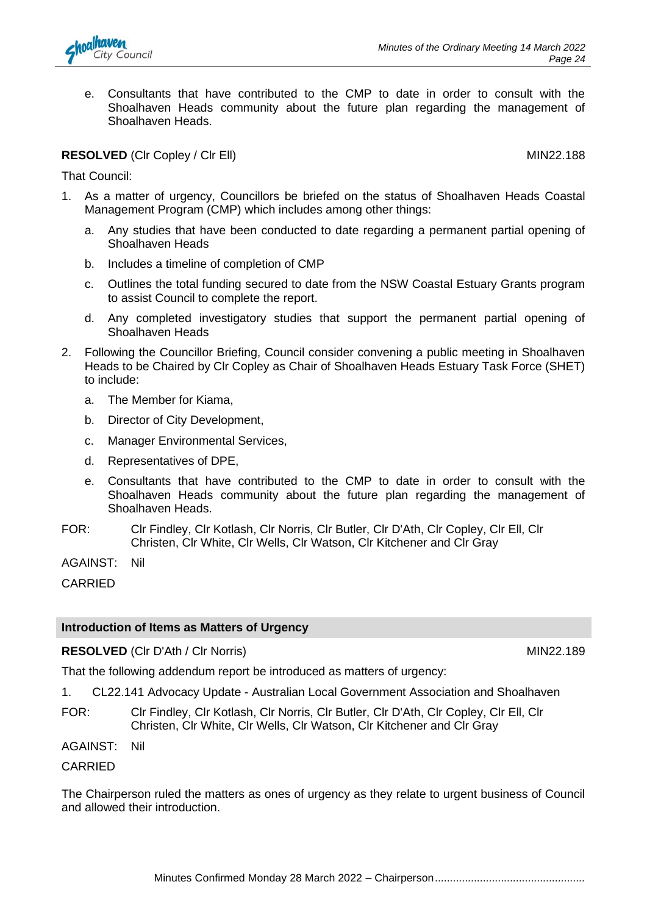e. Consultants that have contributed to the CMP to date in order to consult with the Shoalhaven Heads community about the future plan regarding the management of Shoalhaven Heads.

**RESOLVED** (Clr Copley / Clr Ell) MIN22.188

That Council:

1. As a matter of urgency, Councillors be briefed on the status of Shoalhaven Heads Coastal Management Program (CMP) which includes among other things:

   a. Any studies that have been conducted to date regarding a permanent partial opening of Shoalhaven Heads

   b. Includes a timeline of completion of CMP

   c. Outlines the total funding secured to date from the NSW Coastal Estuary Grants program to assist Council to complete the report.

   d. Any completed investigatory studies that support the permanent partial opening of Shoalhaven Heads

2. Following the Councillor Briefing, Council consider convening a public meeting in Shoalhaven Heads to be Chaired by Clr Copley as Chair of Shoalhaven Heads Estuary Task Force (SHET) to include:

   a. The Member for Kiama,

   b. Director of City Development,

   c. Manager Environmental Services,

   d. Representatives of DPE,

   e. Consultants that have contributed to the CMP to date in order to consult with the Shoalhaven Heads community about the future plan regarding the management of Shoalhaven Heads.

FOR: Clr Findley, Clr Kotlash, Clr Norris, Clr Butler, Clr D'Ath, Clr Copley, Clr Ell, Clr Christen, Clr White, Clr Wells, Clr Watson, Clr Kitchener and Clr Gray

AGAINST: Nil

CARRIED

## Introduction of Items as Matters of Urgency

**RESOLVED** (Clr D'Ath / Clr Norris) MIN22.189

That the following addendum report be introduced as matters of urgency:

1. CL22.141 Advocacy Update - Australian Local Government Association and Shoalhaven

FOR: Clr Findley, Clr Kotlash, Clr Norris, Clr Butler, Clr D'Ath, Clr Copley, Clr Ell, Clr Christen, Clr White, Clr Wells, Clr Watson, Clr Kitchener and Clr Gray

AGAINST: Nil

CARRIED

The Chairperson ruled the matters as ones of urgency as they relate to urgent business of Council and allowed their introduction.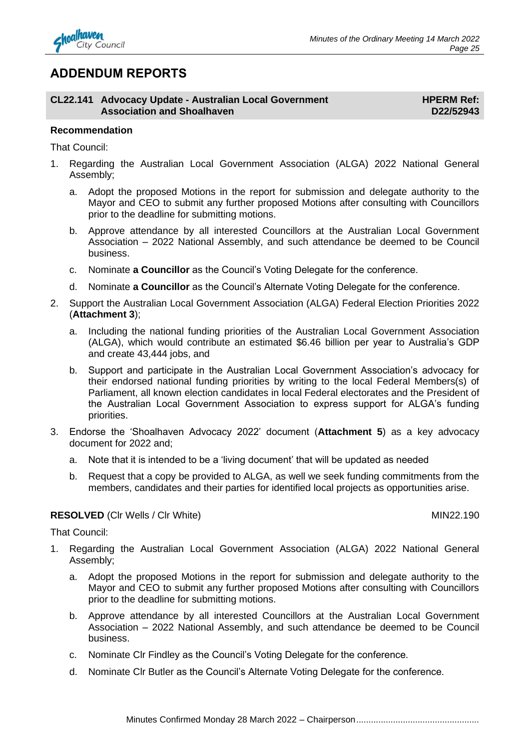# ADDENDUM REPORTS

## CL22.141 Advocacy Update - Australian Local Government Association and Shoalhaven

**HPERM Ref: D22/52943**

**Recommendation**

That Council:

1. Regarding the Australian Local Government Association (ALGA) 2022 National General Assembly;
    a. Adopt the proposed Motions in the report for submission and delegate authority to the Mayor and CEO to submit any further proposed Motions after consulting with Councillors prior to the deadline for submitting motions.
    b. Approve attendance by all interested Councillors at the Australian Local Government Association – 2022 National Assembly, and such attendance be deemed to be Council business.
    c. Nominate **a Councillor** as the Council's Voting Delegate for the conference.
    d. Nominate **a Councillor** as the Council's Alternate Voting Delegate for the conference.
2. Support the Australian Local Government Association (ALGA) Federal Election Priorities 2022 (**Attachment 3**);
    a. Including the national funding priorities of the Australian Local Government Association (ALGA), which would contribute an estimated $6.46 billion per year to Australia's GDP and create 43,444 jobs, and
    b. Support and participate in the Australian Local Government Association's advocacy for their endorsed national funding priorities by writing to the local Federal Members(s) of Parliament, all known election candidates in local Federal electorates and the President of the Australian Local Government Association to express support for ALGA's funding priorities.
3. Endorse the 'Shoalhaven Advocacy 2022' document (**Attachment 5**) as a key advocacy document for 2022 and;
    a. Note that it is intended to be a 'living document' that will be updated as needed
    b. Request that a copy be provided to ALGA, as well we seek funding commitments from the members, candidates and their parties for identified local projects as opportunities arise.

**RESOLVED** (Clr Wells / Clr White) MIN22.190

That Council:

1. Regarding the Australian Local Government Association (ALGA) 2022 National General Assembly;
    a. Adopt the proposed Motions in the report for submission and delegate authority to the Mayor and CEO to submit any further proposed Motions after consulting with Councillors prior to the deadline for submitting motions.
    b. Approve attendance by all interested Councillors at the Australian Local Government Association – 2022 National Assembly, and such attendance be deemed to be Council business.
    c. Nominate Clr Findley as the Council's Voting Delegate for the conference.
    d. Nominate Clr Butler as the Council's Alternate Voting Delegate for the conference.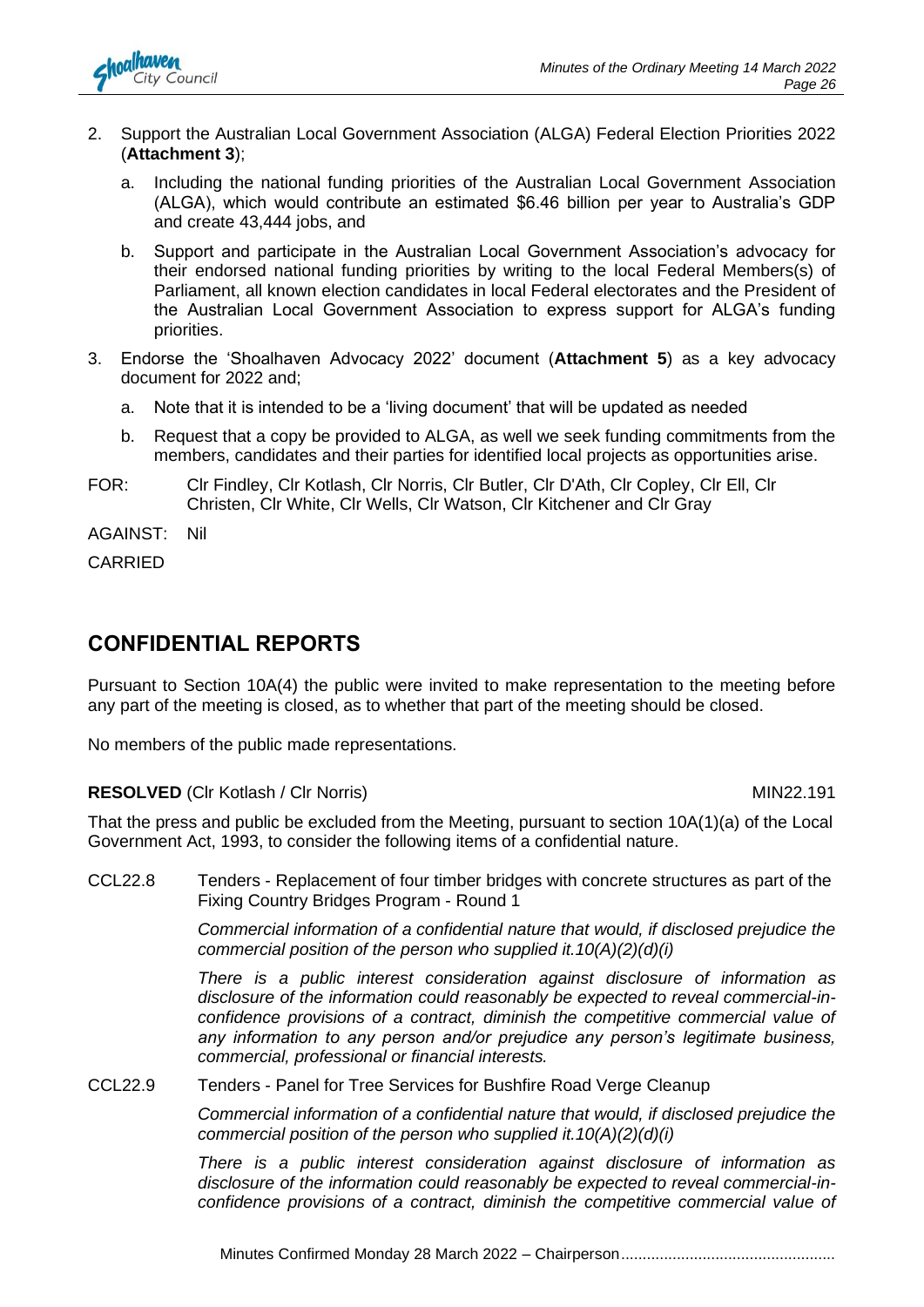2. Support the Australian Local Government Association (ALGA) Federal Election Priorities 2022 (**Attachment 3**);

   a. Including the national funding priorities of the Australian Local Government Association (ALGA), which would contribute an estimated $6.46 billion per year to Australia's GDP and create 43,444 jobs, and

   b. Support and participate in the Australian Local Government Association's advocacy for their endorsed national funding priorities by writing to the local Federal Members(s) of Parliament, all known election candidates in local Federal electorates and the President of the Australian Local Government Association to express support for ALGA's funding priorities.

3. Endorse the 'Shoalhaven Advocacy 2022' document (**Attachment 5**) as a key advocacy document for 2022 and;

   a. Note that it is intended to be a 'living document' that will be updated as needed

   b. Request that a copy be provided to ALGA, as well we seek funding commitments from the members, candidates and their parties for identified local projects as opportunities arise.

FOR: Clr Findley, Clr Kotlash, Clr Norris, Clr Butler, Clr D'Ath, Clr Copley, Clr Ell, Clr Christen, Clr White, Clr Wells, Clr Watson, Clr Kitchener and Clr Gray

AGAINST: Nil

CARRIED

## CONFIDENTIAL REPORTS

Pursuant to Section 10A(4) the public were invited to make representation to the meeting before any part of the meeting is closed, as to whether that part of the meeting should be closed.

No members of the public made representations.

**RESOLVED** (Clr Kotlash / Clr Norris) MIN22.191

That the press and public be excluded from the Meeting, pursuant to section 10A(1)(a) of the Local Government Act, 1993, to consider the following items of a confidential nature.

CCL22.8 Tenders - Replacement of four timber bridges with concrete structures as part of the Fixing Country Bridges Program - Round 1

*Commercial information of a confidential nature that would, if disclosed prejudice the commercial position of the person who supplied it.10(A)(2)(d)(i)*

*There is a public interest consideration against disclosure of information as disclosure of the information could reasonably be expected to reveal commercial-in-confidence provisions of a contract, diminish the competitive commercial value of any information to any person and/or prejudice any person's legitimate business, commercial, professional or financial interests.*

CCL22.9 Tenders - Panel for Tree Services for Bushfire Road Verge Cleanup

*Commercial information of a confidential nature that would, if disclosed prejudice the commercial position of the person who supplied it.10(A)(2)(d)(i)*

*There is a public interest consideration against disclosure of information as disclosure of the information could reasonably be expected to reveal commercial-in-confidence provisions of a contract, diminish the competitive commercial value of*

Minutes Confirmed Monday 28 March 2022 – Chairperson.................................................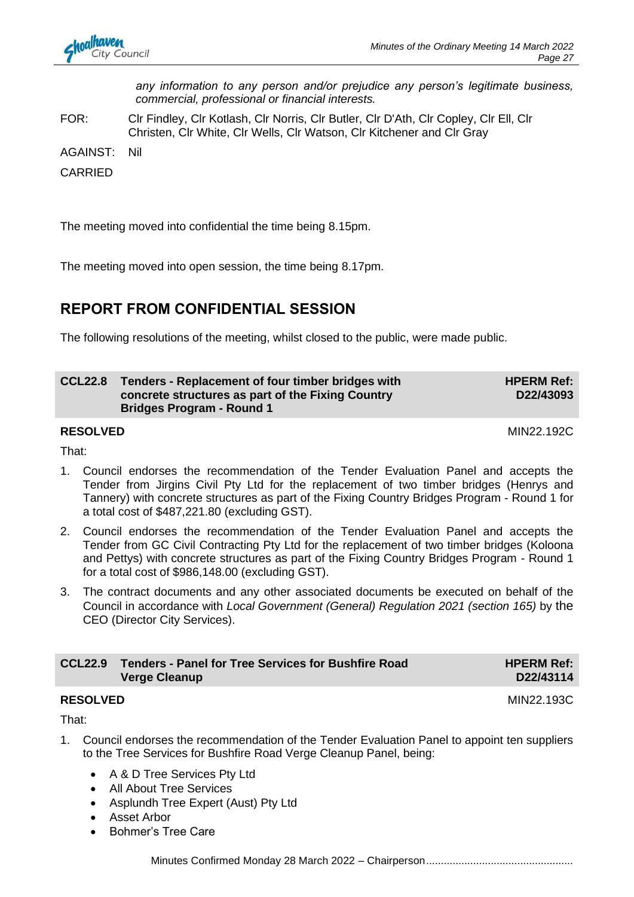*any information to any person and/or prejudice any person's legitimate business, commercial, professional or financial interests.*

FOR: Clr Findley, Clr Kotlash, Clr Norris, Clr Butler, Clr D'Ath, Clr Copley, Clr Ell, Clr Christen, Clr White, Clr Wells, Clr Watson, Clr Kitchener and Clr Gray

AGAINST: Nil

CARRIED

The meeting moved into confidential the time being 8.15pm.

The meeting moved into open session, the time being 8.17pm.

## REPORT FROM CONFIDENTIAL SESSION

The following resolutions of the meeting, whilst closed to the public, were made public.

### CCL22.8 Tenders - Replacement of four timber bridges with concrete structures as part of the Fixing Country Bridges Program - Round 1

**HPERM Ref: D22/43093**

**RESOLVED** MIN22.192C

That:

1. Council endorses the recommendation of the Tender Evaluation Panel and accepts the Tender from Jirgins Civil Pty Ltd for the replacement of two timber bridges (Henrys and Tannery) with concrete structures as part of the Fixing Country Bridges Program - Round 1 for a total cost of $487,221.80 (excluding GST).
2. Council endorses the recommendation of the Tender Evaluation Panel and accepts the Tender from GC Civil Contracting Pty Ltd for the replacement of two timber bridges (Koloona and Pettys) with concrete structures as part of the Fixing Country Bridges Program - Round 1 for a total cost of $986,148.00 (excluding GST).
3. The contract documents and any other associated documents be executed on behalf of the Council in accordance with *Local Government (General) Regulation 2021 (section 165)* by the CEO (Director City Services).

### CCL22.9 Tenders - Panel for Tree Services for Bushfire Road Verge Cleanup

**HPERM Ref: D22/43114**

**RESOLVED** MIN22.193C

That:

1. Council endorses the recommendation of the Tender Evaluation Panel to appoint ten suppliers to the Tree Services for Bushfire Road Verge Cleanup Panel, being:
   - A & D Tree Services Pty Ltd
   - All About Tree Services
   - Asplundh Tree Expert (Aust) Pty Ltd
   - Asset Arbor
   - Bohmer's Tree Care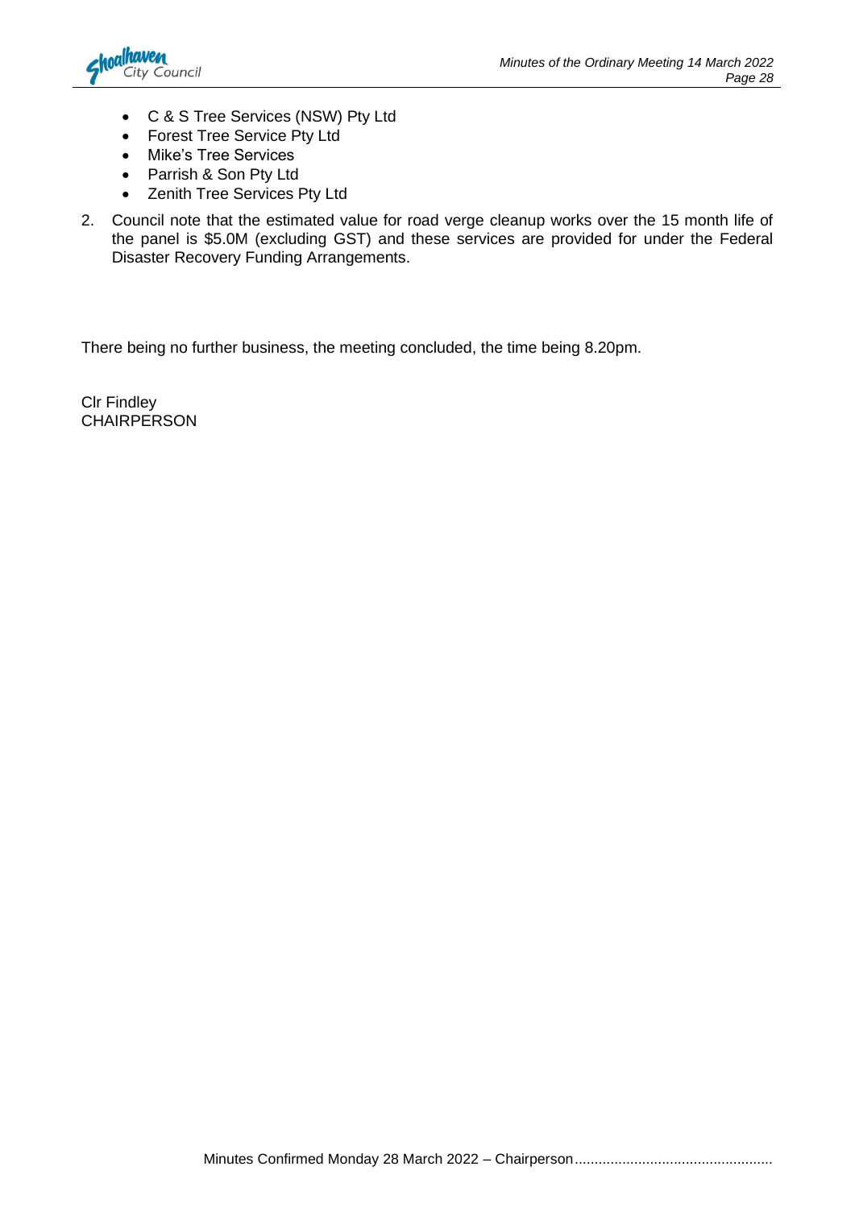- C & S Tree Services (NSW) Pty Ltd
- Forest Tree Service Pty Ltd
- Mike's Tree Services
- Parrish & Son Pty Ltd
- Zenith Tree Services Pty Ltd

2. Council note that the estimated value for road verge cleanup works over the 15 month life of the panel is $5.0M (excluding GST) and these services are provided for under the Federal Disaster Recovery Funding Arrangements.

There being no further business, the meeting concluded, the time being 8.20pm.

Clr Findley
CHAIRPERSON

Minutes Confirmed Monday 28 March 2022 – Chairperson.................................................